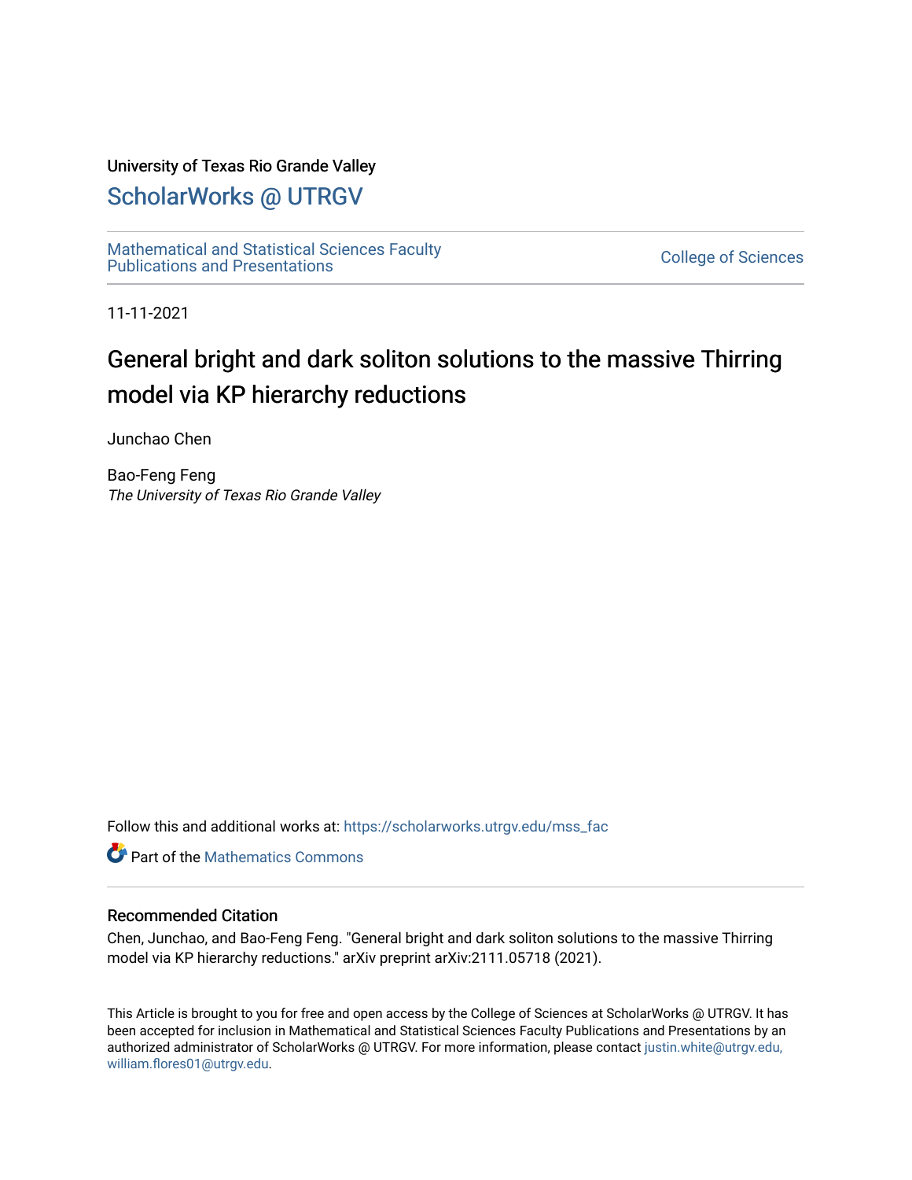University of Texas Rio Grande Valley

# ScholarWorks @ UTRGV

Mathematical and Statistical Sciences Faculty Publications and Presentations

College of Sciences

11-11-2021

# General bright and dark soliton solutions to the massive Thirring model via KP hierarchy reductions

Junchao Chen

Bao-Feng Feng

*The University of Texas Rio Grande Valley*

Follow this and additional works at: https://scholarworks.utrgv.edu/mss_fac

Part of the Mathematics Commons

## Recommended Citation

Chen, Junchao, and Bao-Feng Feng. "General bright and dark soliton solutions to the massive Thirring model via KP hierarchy reductions." arXiv preprint arXiv:2111.05718 (2021).

This Article is brought to you for free and open access by the College of Sciences at ScholarWorks @ UTRGV. It has been accepted for inclusion in Mathematical and Statistical Sciences Faculty Publications and Presentations by an authorized administrator of ScholarWorks @ UTRGV. For more information, please contact justin.white@utrgv.edu, william.flores01@utrgv.edu.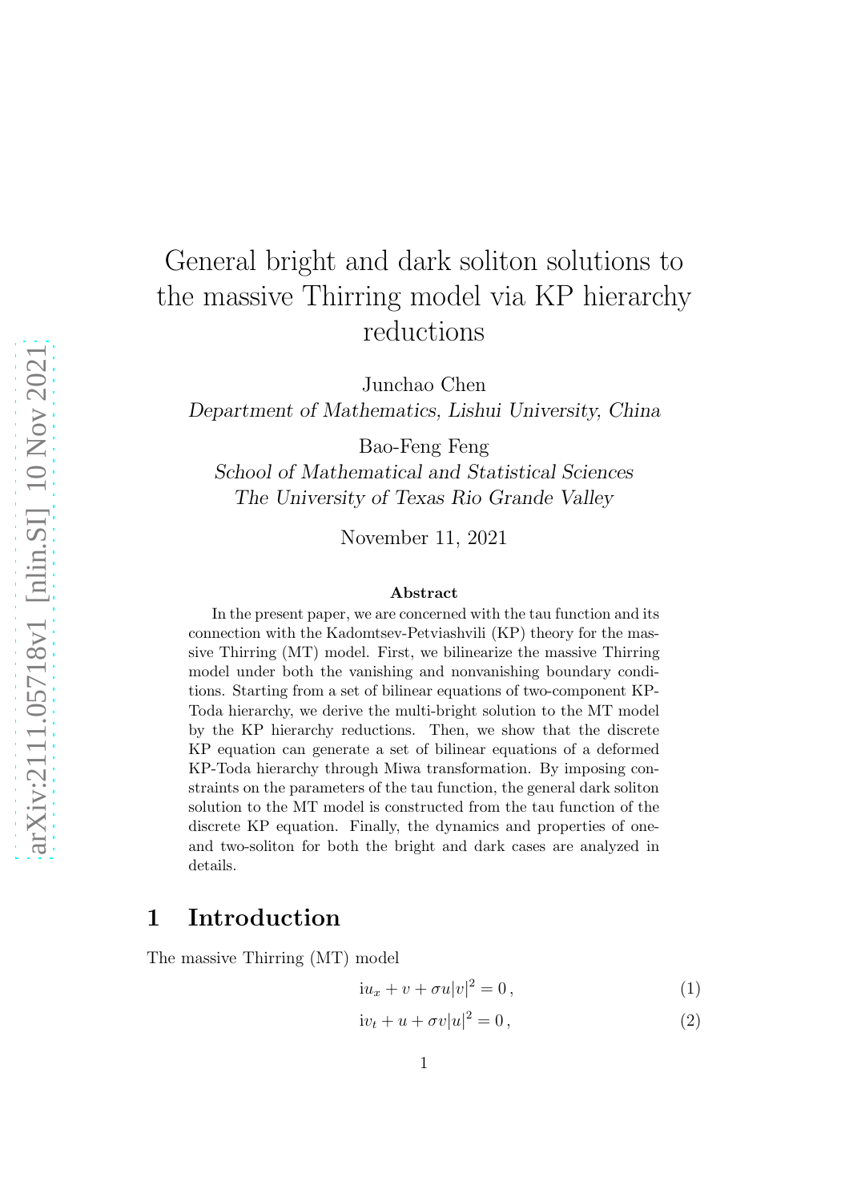# General bright and dark soliton solutions to the massive Thirring model via KP hierarchy reductions

Junchao Chen
*Department of Mathematics, Lishui University, China*

Bao-Feng Feng
*School of Mathematical and Statistical Sciences*
*The University of Texas Rio Grande Valley*

November 11, 2021

### Abstract

In the present paper, we are concerned with the tau function and its connection with the Kadomtsev-Petviashvili (KP) theory for the massive Thirring (MT) model. First, we bilinearize the massive Thirring model under both the vanishing and nonvanishing boundary conditions. Starting from a set of bilinear equations of two-component KP-Toda hierarchy, we derive the multi-bright solution to the MT model by the KP hierarchy reductions. Then, we show that the discrete KP equation can generate a set of bilinear equations of a deformed KP-Toda hierarchy through Miwa transformation. By imposing constraints on the parameters of the tau function, the general dark soliton solution to the MT model is constructed from the tau function of the discrete KP equation. Finally, the dynamics and properties of one- and two-soliton for both the bright and dark cases are analyzed in details.

## 1 Introduction

The massive Thirring (MT) model

$$\mathrm{i}u_x + v + \sigma u|v|^2 = 0\,, \tag{1}$$

$$\mathrm{i}v_t + u + \sigma v|u|^2 = 0\,, \tag{2}$$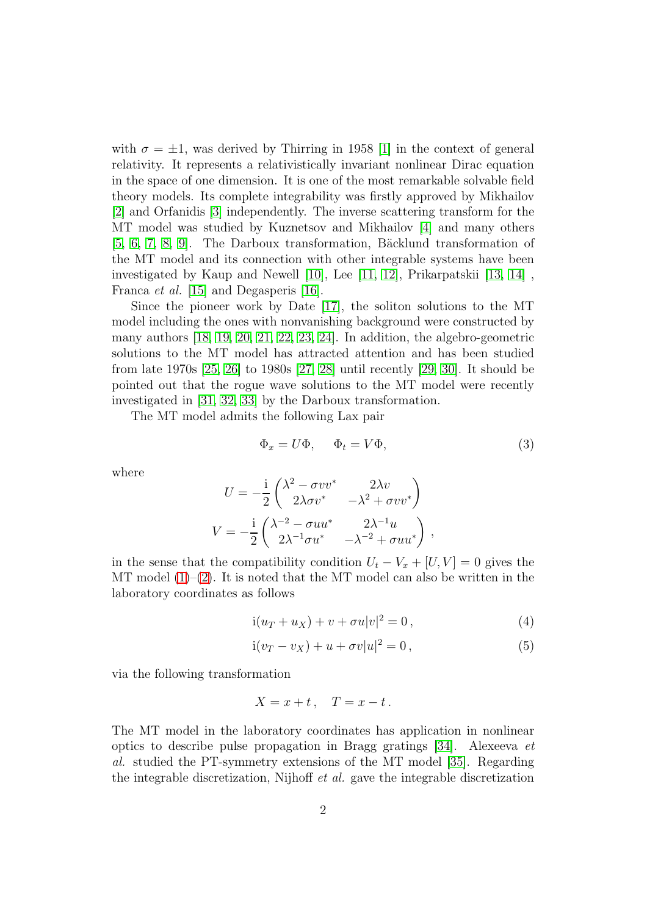with $\sigma = \pm 1$, was derived by Thirring in 1958 [1] in the context of general relativity. It represents a relativistically invariant nonlinear Dirac equation in the space of one dimension. It is one of the most remarkable solvable field theory models. Its complete integrability was firstly approved by Mikhailov [2] and Orfanidis [3] independently. The inverse scattering transform for the MT model was studied by Kuznetsov and Mikhailov [4] and many others [5, 6, 7, 8, 9]. The Darboux transformation, Bäcklund transformation of the MT model and its connection with other integrable systems have been investigated by Kaup and Newell [10], Lee [11, 12], Prikarpatskii [13, 14] , Franca *et al.* [15] and Degasperis [16].

Since the pioneer work by Date [17], the soliton solutions to the MT model including the ones with nonvanishing background were constructed by many authors [18, 19, 20, 21, 22, 23, 24]. In addition, the algebro-geometric solutions to the MT model has attracted attention and has been studied from late 1970s [25, 26] to 1980s [27, 28] until recently [29, 30]. It should be pointed out that the rogue wave solutions to the MT model were recently investigated in [31, 32, 33] by the Darboux transformation.

The MT model admits the following Lax pair

$$\Phi_x = U\Phi, \quad \Phi_t = V\Phi, \tag{3}$$

where

$$U = -\frac{\mathrm{i}}{2}\begin{pmatrix} \lambda^2 - \sigma v v^* & 2\lambda v \\ 2\lambda\sigma v^* & -\lambda^2 + \sigma v v^* \end{pmatrix}$$

$$V = -\frac{\mathrm{i}}{2}\begin{pmatrix} \lambda^{-2} - \sigma u u^* & 2\lambda^{-1} u \\ 2\lambda^{-1}\sigma u^* & -\lambda^{-2} + \sigma u u^* \end{pmatrix},$$

in the sense that the compatibility condition $U_t - V_x + [U, V] = 0$ gives the MT model (1)–(2). It is noted that the MT model can also be written in the laboratory coordinates as follows

$$\mathrm{i}(u_T + u_X) + v + \sigma u|v|^2 = 0\,, \tag{4}$$

$$\mathrm{i}(v_T - v_X) + u + \sigma v|u|^2 = 0\,, \tag{5}$$

via the following transformation

$$X = x + t\,, \quad T = x - t\,.$$

The MT model in the laboratory coordinates has application in nonlinear optics to describe pulse propagation in Bragg gratings [34]. Alexeeva *et al.* studied the PT-symmetry extensions of the MT model [35]. Regarding the integrable discretization, Nijhoff *et al.* gave the integrable discretization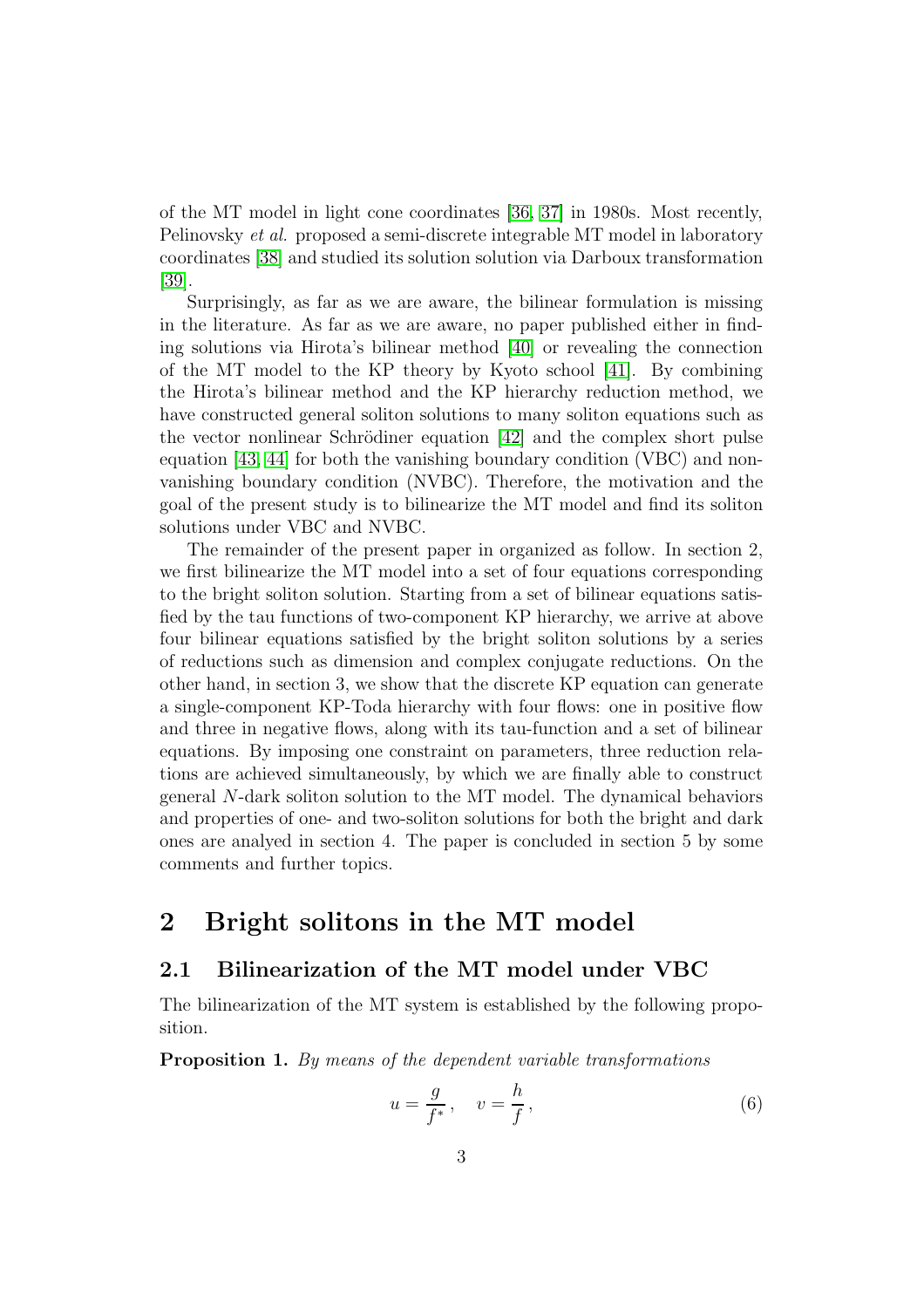of the MT model in light cone coordinates [36, 37] in 1980s. Most recently, Pelinovsky *et al.* proposed a semi-discrete integrable MT model in laboratory coordinates [38] and studied its solution solution via Darboux transformation [39].

Surprisingly, as far as we are aware, the bilinear formulation is missing in the literature. As far as we are aware, no paper published either in finding solutions via Hirota's bilinear method [40] or revealing the connection of the MT model to the KP theory by Kyoto school [41]. By combining the Hirota's bilinear method and the KP hierarchy reduction method, we have constructed general soliton solutions to many soliton equations such as the vector nonlinear Schrödiner equation [42] and the complex short pulse equation [43, 44] for both the vanishing boundary condition (VBC) and non-vanishing boundary condition (NVBC). Therefore, the motivation and the goal of the present study is to bilinearize the MT model and find its soliton solutions under VBC and NVBC.

The remainder of the present paper in organized as follow. In section 2, we first bilinearize the MT model into a set of four equations corresponding to the bright soliton solution. Starting from a set of bilinear equations satisfied by the tau functions of two-component KP hierarchy, we arrive at above four bilinear equations satisfied by the bright soliton solutions by a series of reductions such as dimension and complex conjugate reductions. On the other hand, in section 3, we show that the discrete KP equation can generate a single-component KP-Toda hierarchy with four flows: one in positive flow and three in negative flows, along with its tau-function and a set of bilinear equations. By imposing one constraint on parameters, three reduction relations are achieved simultaneously, by which we are finally able to construct general $N$-dark soliton solution to the MT model. The dynamical behaviors and properties of one- and two-soliton solutions for both the bright and dark ones are analyed in section 4. The paper is concluded in section 5 by some comments and further topics.

# 2 Bright solitons in the MT model

## 2.1 Bilinearization of the MT model under VBC

The bilinearization of the MT system is established by the following proposition.

**Proposition 1.** *By means of the dependent variable transformations*

$$u = \frac{g}{f^*}, \quad v = \frac{h}{f}, \tag{6}$$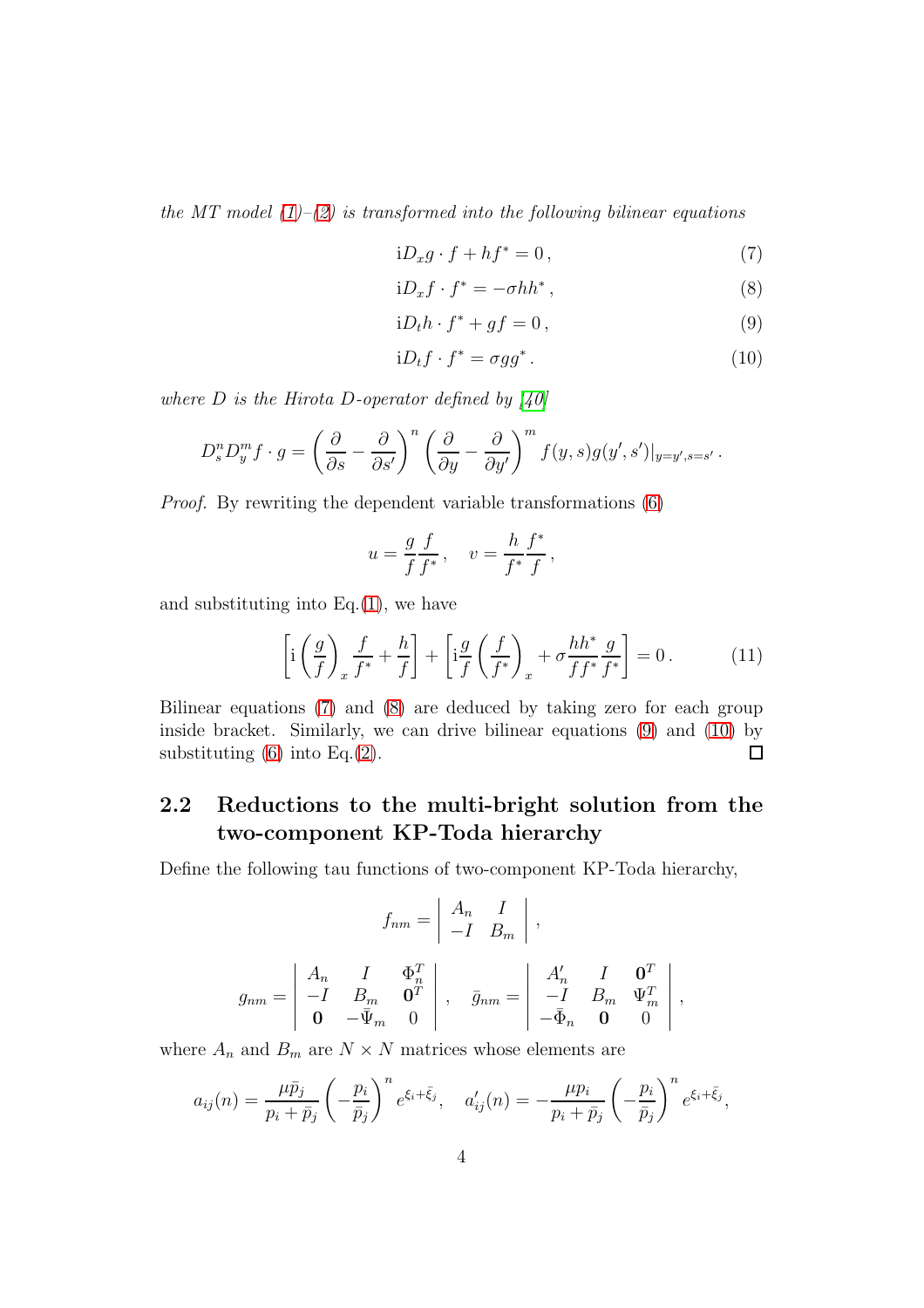*the MT model (1)–(2) is transformed into the following bilinear equations*

$$\mathrm{i}D_x g\cdot f + hf^* = 0\,, \tag{7}$$

$$\mathrm{i}D_x f\cdot f^* = -\sigma hh^*\,, \tag{8}$$

$$\mathrm{i}D_t h\cdot f^* + gf = 0\,, \tag{9}$$

$$\mathrm{i}D_t f\cdot f^* = \sigma gg^*\,. \tag{10}$$

*where $D$ is the Hirota D-operator defined by [40]*

$$D_s^n D_y^m f\cdot g = \left(\frac{\partial}{\partial s}-\frac{\partial}{\partial s'}\right)^n \left(\frac{\partial}{\partial y}-\frac{\partial}{\partial y'}\right)^m f(y,s)g(y',s')|_{y=y',s=s'}\,.$$

*Proof.* By rewriting the dependent variable transformations (6)

$$u=\frac{g}{f}\frac{f}{f^*}\,,\quad v=\frac{h}{f^*}\frac{f^*}{f}\,,$$

and substituting into Eq.(1), we have

$$\left[\mathrm{i}\left(\frac{g}{f}\right)_x\frac{f}{f^*}+\frac{h}{f}\right]+\left[\mathrm{i}\frac{g}{f}\left(\frac{f}{f^*}\right)_x+\sigma\frac{hh^*}{ff^*}\frac{g}{f^*}\right]=0\,. \tag{11}$$

Bilinear equations (7) and (8) are deduced by taking zero for each group inside bracket. Similarly, we can drive bilinear equations (9) and (10) by substituting (6) into Eq.(2). □

## 2.2 Reductions to the multi-bright solution from the two-component KP-Toda hierarchy

Define the following tau functions of two-component KP-Toda hierarchy,

$$f_{nm}=\begin{vmatrix} A_n & I \\ -I & B_m \end{vmatrix}\,,$$

$$g_{nm}=\begin{vmatrix} A_n & I & \Phi_n^T \\ -I & B_m & \mathbf{0}^T \\ \mathbf{0} & -\bar{\Psi}_m & 0 \end{vmatrix}\,,\quad \bar{g}_{nm}=\begin{vmatrix} A_n' & I & \mathbf{0}^T \\ -I & B_m & \Psi_m^T \\ -\bar{\Phi}_n & \mathbf{0} & 0 \end{vmatrix}\,,$$

where $A_n$ and $B_m$ are $N\times N$ matrices whose elements are

$$a_{ij}(n)=\frac{\mu\bar{p}_j}{p_i+\bar{p}_j}\left(-\frac{p_i}{\bar{p}_j}\right)^n e^{\xi_i+\bar{\xi}_j},\quad a_{ij}'(n)=-\frac{\mu p_i}{p_i+\bar{p}_j}\left(-\frac{p_i}{\bar{p}_j}\right)^n e^{\xi_i+\bar{\xi}_j},$$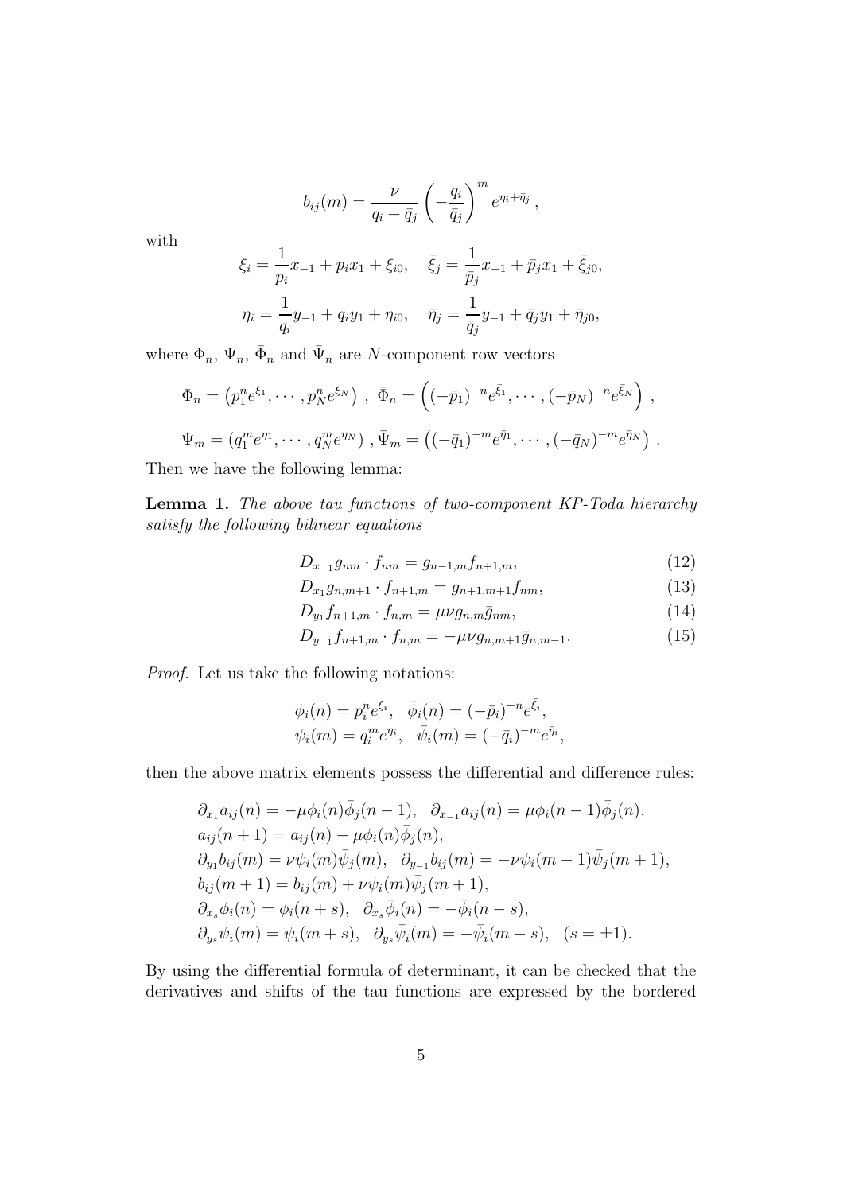$$b_{ij}(m) = \frac{\nu}{q_i + \bar{q}_j} \left( -\frac{q_i}{\bar{q}_j} \right)^m e^{\eta_i + \bar{\eta}_j} ,$$

with

$$\xi_i = \frac{1}{p_i} x_{-1} + p_i x_1 + \xi_{i0}, \quad \bar{\xi}_j = \frac{1}{\bar{p}_j} x_{-1} + \bar{p}_j x_1 + \bar{\xi}_{j0},$$

$$\eta_i = \frac{1}{q_i} y_{-1} + q_i y_1 + \eta_{i0}, \quad \bar{\eta}_j = \frac{1}{\bar{q}_j} y_{-1} + \bar{q}_j y_1 + \bar{\eta}_{j0},$$

where $\Phi_n$, $\Psi_n$, $\bar{\Phi}_n$ and $\bar{\Psi}_n$ are $N$-component row vectors

$$\Phi_n = \left( p_1^n e^{\xi_1}, \cdots, p_N^n e^{\xi_N} \right) , \ \bar{\Phi}_n = \left( (-\bar{p}_1)^{-n} e^{\bar{\xi}_1}, \cdots, (-\bar{p}_N)^{-n} e^{\bar{\xi}_N} \right) ,$$

$$\Psi_m = \left( q_1^m e^{\eta_1}, \cdots, q_N^m e^{\eta_N} \right) , \bar{\Psi}_m = \left( (-\bar{q}_1)^{-m} e^{\bar{\eta}_1}, \cdots, (-\bar{q}_N)^{-m} e^{\bar{\eta}_N} \right) .$$

Then we have the following lemma:

**Lemma 1.** *The above tau functions of two-component KP-Toda hierarchy satisfy the following bilinear equations*

$$D_{x_{-1}} g_{nm} \cdot f_{nm} = g_{n-1,m} f_{n+1,m}, \tag{12}$$

$$D_{x_1} g_{n,m+1} \cdot f_{n+1,m} = g_{n+1,m+1} f_{nm}, \tag{13}$$

$$D_{y_1} f_{n+1,m} \cdot f_{n,m} = \mu\nu g_{n,m} \bar{g}_{nm}, \tag{14}$$

$$D_{y_{-1}} f_{n+1,m} \cdot f_{n,m} = -\mu\nu g_{n,m+1} \bar{g}_{n,m-1}. \tag{15}$$

*Proof.* Let us take the following notations:

$$\phi_i(n) = p_i^n e^{\xi_i}, \quad \bar{\phi}_i(n) = (-\bar{p}_i)^{-n} e^{\bar{\xi}_i},$$
$$\psi_i(m) = q_i^m e^{\eta_i}, \quad \bar{\psi}_i(m) = (-\bar{q}_i)^{-m} e^{\bar{\eta}_i},$$

then the above matrix elements possess the differential and difference rules:

$$\begin{aligned}
&\partial_{x_1} a_{ij}(n) = -\mu \phi_i(n) \bar{\phi}_j(n-1), \quad \partial_{x_{-1}} a_{ij}(n) = \mu \phi_i(n-1) \bar{\phi}_j(n), \\
&a_{ij}(n+1) = a_{ij}(n) - \mu \phi_i(n) \bar{\phi}_j(n), \\
&\partial_{y_1} b_{ij}(m) = \nu \psi_i(m) \bar{\psi}_j(m), \quad \partial_{y_{-1}} b_{ij}(m) = -\nu \psi_i(m-1) \bar{\psi}_j(m+1), \\
&b_{ij}(m+1) = b_{ij}(m) + \nu \psi_i(m) \bar{\psi}_j(m+1), \\
&\partial_{x_s} \phi_i(n) = \phi_i(n+s), \quad \partial_{x_s} \bar{\phi}_i(n) = -\bar{\phi}_i(n-s), \\
&\partial_{y_s} \psi_i(m) = \psi_i(m+s), \quad \partial_{y_s} \bar{\psi}_i(m) = -\bar{\psi}_i(m-s), \quad (s = \pm 1).
\end{aligned}$$

By using the differential formula of determinant, it can be checked that the derivatives and shifts of the tau functions are expressed by the bordered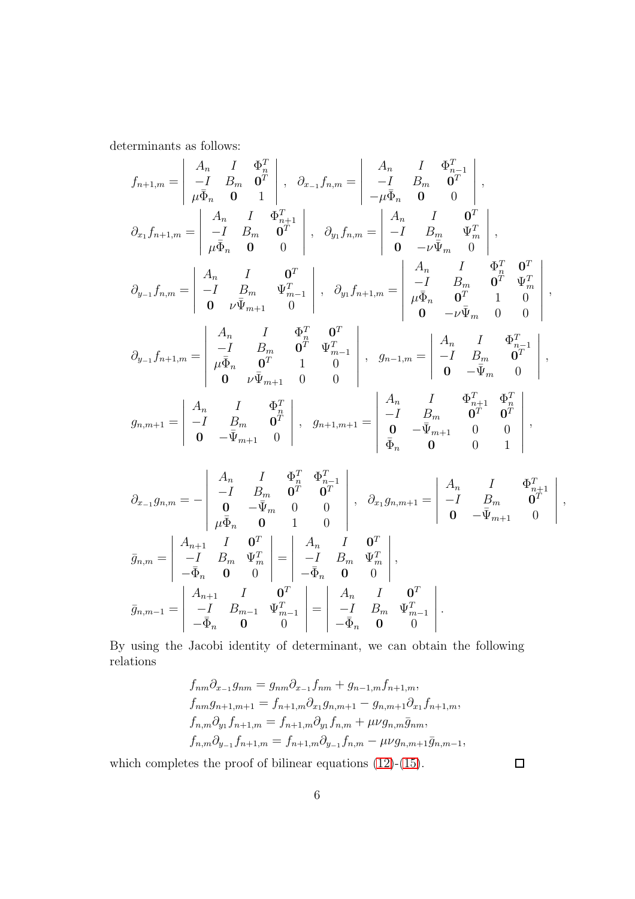determinants as follows:

$$
f_{n+1,m}=\begin{vmatrix} A_n & I & \Phi_n^T \\ -I & B_m & \mathbf{0}^T \\ \mu\bar{\Phi}_n & \mathbf{0} & 1 \end{vmatrix}, \quad \partial_{x_{-1}} f_{n,m}=\begin{vmatrix} A_n & I & \Phi_{n-1}^T \\ -I & B_m & \mathbf{0}^T \\ -\mu\bar{\Phi}_n & \mathbf{0} & 0 \end{vmatrix},
$$

$$
\partial_{x_1} f_{n+1,m}=\begin{vmatrix} A_n & I & \Phi_{n+1}^T \\ -I & B_m & \mathbf{0}^T \\ \mu\bar{\Phi}_n & \mathbf{0} & 0 \end{vmatrix}, \quad \partial_{y_1} f_{n,m}=\begin{vmatrix} A_n & I & \mathbf{0}^T \\ -I & B_m & \Psi_m^T \\ \mathbf{0} & -\nu\bar{\Psi}_m & 0 \end{vmatrix},
$$

$$
\partial_{y_{-1}} f_{n,m}=\begin{vmatrix} A_n & I & \mathbf{0}^T \\ -I & B_m & \Psi_{m-1}^T \\ \mathbf{0} & \nu\bar{\Psi}_{m+1} & 0 \end{vmatrix}, \quad \partial_{y_1} f_{n+1,m}=\begin{vmatrix} A_n & I & \Phi_n^T & \mathbf{0}^T \\ -I & B_m & \mathbf{0}^T & \Psi_m^T \\ \mu\bar{\Phi}_n & \mathbf{0}^T & 1 & 0 \\ \mathbf{0} & -\nu\bar{\Psi}_m & 0 & 0 \end{vmatrix},
$$

$$
\partial_{y_{-1}} f_{n+1,m}=\begin{vmatrix} A_n & I & \Phi_n^T & \mathbf{0}^T \\ -I & B_m & \mathbf{0}^T & \Psi_{m-1}^T \\ \mu\bar{\Phi}_n & \mathbf{0}^T & 1 & 0 \\ \mathbf{0} & \nu\bar{\Psi}_{m+1} & 0 & 0 \end{vmatrix}, \quad g_{n-1,m}=\begin{vmatrix} A_n & I & \Phi_{n-1}^T \\ -I & B_m & \mathbf{0}^T \\ \mathbf{0} & -\bar{\Psi}_m & 0 \end{vmatrix},
$$

$$
g_{n,m+1}=\begin{vmatrix} A_n & I & \Phi_n^T \\ -I & B_m & \mathbf{0}^T \\ \mathbf{0} & -\bar{\Psi}_{m+1} & 0 \end{vmatrix}, \quad g_{n+1,m+1}=\begin{vmatrix} A_n & I & \Phi_{n+1}^T & \Phi_n^T \\ -I & B_m & \mathbf{0}^T & \mathbf{0}^T \\ \mathbf{0} & -\bar{\Psi}_{m+1} & 0 & 0 \\ \bar{\Phi}_n & \mathbf{0} & 0 & 1 \end{vmatrix},
$$

$$
\partial_{x_{-1}} g_{n,m}=-\begin{vmatrix} A_n & I & \Phi_n^T & \Phi_{n-1}^T \\ -I & B_m & \mathbf{0}^T & \mathbf{0}^T \\ \mathbf{0} & -\bar{\Psi}_m & 0 & 0 \\ \mu\bar{\Phi}_n & \mathbf{0} & 1 & 0 \end{vmatrix}, \quad \partial_{x_1} g_{n,m+1}=\begin{vmatrix} A_n & I & \Phi_{n+1}^T \\ -I & B_m & \mathbf{0}^T \\ \mathbf{0} & -\bar{\Psi}_{m+1} & 0 \end{vmatrix},
$$

$$
\bar{g}_{n,m}=\begin{vmatrix} A_{n+1} & I & \mathbf{0}^T \\ -I & B_m & \Psi_m^T \\ -\bar{\Phi}_n & \mathbf{0} & 0 \end{vmatrix}=\begin{vmatrix} A_n & I & \mathbf{0}^T \\ -I & B_m & \Psi_m^T \\ -\bar{\Phi}_n & \mathbf{0} & 0 \end{vmatrix},
$$

$$
\bar{g}_{n,m-1}=\begin{vmatrix} A_{n+1} & I & \mathbf{0}^T \\ -I & B_{m-1} & \Psi_{m-1}^T \\ -\bar{\Phi}_n & \mathbf{0} & 0 \end{vmatrix}=\begin{vmatrix} A_n & I & \mathbf{0}^T \\ -I & B_m & \Psi_{m-1}^T \\ -\bar{\Phi}_n & \mathbf{0} & 0 \end{vmatrix}.
$$

By using the Jacobi identity of determinant, we can obtain the following relations

$$
\begin{aligned}
&f_{nm}\partial_{x_{-1}} g_{nm} = g_{nm}\partial_{x_{-1}} f_{nm} + g_{n-1,m} f_{n+1,m}, \\
&f_{nm} g_{n+1,m+1} = f_{n+1,m}\partial_{x_1} g_{n,m+1} - g_{n,m+1}\partial_{x_1} f_{n+1,m}, \\
&f_{n,m}\partial_{y_1} f_{n+1,m} = f_{n+1,m}\partial_{y_1} f_{n,m} + \mu\nu g_{n,m}\bar{g}_{nm}, \\
&f_{n,m}\partial_{y_{-1}} f_{n+1,m} = f_{n+1,m}\partial_{y_{-1}} f_{n,m} - \mu\nu g_{n,m+1}\bar{g}_{n,m-1},
\end{aligned}
$$

which completes the proof of bilinear equations (12)-(15). □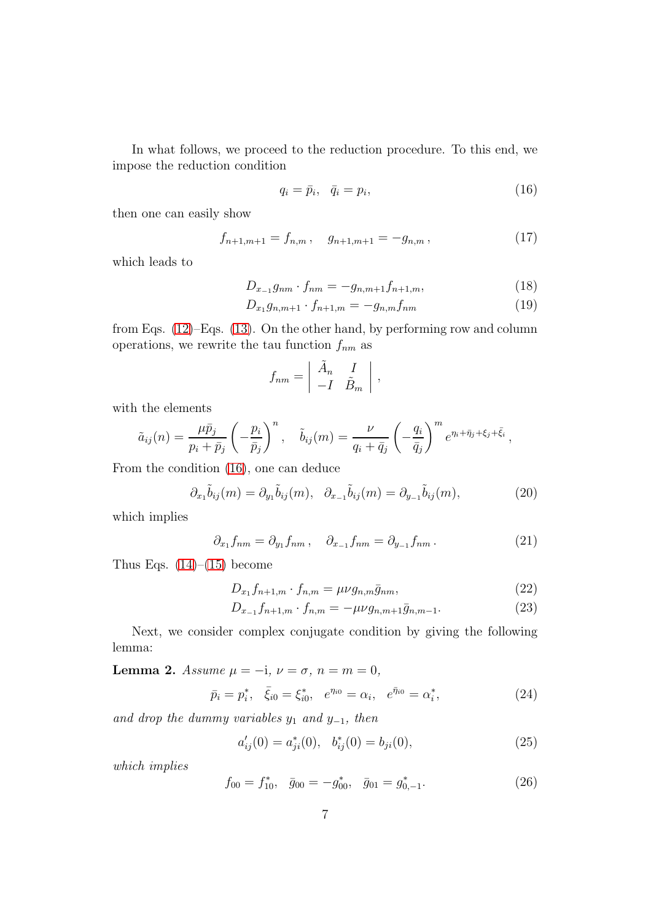In what follows, we proceed to the reduction procedure. To this end, we impose the reduction condition

$$q_i = \bar{p}_i, \quad \bar{q}_i = p_i, \tag{16}$$

then one can easily show

$$f_{n+1,m+1} = f_{n,m}\,, \quad g_{n+1,m+1} = -g_{n,m}\,, \tag{17}$$

which leads to

$$D_{x_{-1}} g_{nm} \cdot f_{nm} = -g_{n,m+1} f_{n+1,m}, \tag{18}$$

$$D_{x_1} g_{n,m+1} \cdot f_{n+1,m} = -g_{n,m} f_{nm} \tag{19}$$

from Eqs. (12)–Eqs. (13). On the other hand, by performing row and column operations, we rewrite the tau function $f_{nm}$ as

$$f_{nm} = \begin{vmatrix} \tilde{A}_n & I \\ -I & \tilde{B}_m \end{vmatrix}\,,$$

with the elements

$$\tilde{a}_{ij}(n) = \frac{\mu \bar{p}_j}{p_i + \bar{p}_j} \left( -\frac{p_i}{\bar{p}_j} \right)^n, \quad \tilde{b}_{ij}(m) = \frac{\nu}{q_i + \bar{q}_j} \left( -\frac{q_i}{\bar{q}_j} \right)^m e^{\eta_i + \bar{\eta}_j + \xi_j + \bar{\xi}_i}\,,$$

From the condition (16), one can deduce

$$\partial_{x_1} \tilde{b}_{ij}(m) = \partial_{y_1} \tilde{b}_{ij}(m), \quad \partial_{x_{-1}} \tilde{b}_{ij}(m) = \partial_{y_{-1}} \tilde{b}_{ij}(m), \tag{20}$$

which implies

$$\partial_{x_1} f_{nm} = \partial_{y_1} f_{nm}\,, \quad \partial_{x_{-1}} f_{nm} = \partial_{y_{-1}} f_{nm}\,. \tag{21}$$

Thus Eqs. (14)–(15) become

$$D_{x_1} f_{n+1,m} \cdot f_{n,m} = \mu\nu g_{n,m} \bar{g}_{nm}, \tag{22}$$

$$D_{x_{-1}} f_{n+1,m} \cdot f_{n,m} = -\mu\nu g_{n,m+1} \bar{g}_{n,m-1}. \tag{23}$$

Next, we consider complex conjugate condition by giving the following lemma:

**Lemma 2.** *Assume* $\mu = -\mathrm{i}$, $\nu = \sigma$, $n = m = 0$,

$$\bar{p}_i = p_i^*, \quad \bar{\xi}_{i0} = \xi_{i0}^*, \quad e^{\eta_{i0}} = \alpha_i, \quad e^{\bar{\eta}_{i0}} = \alpha_i^*, \tag{24}$$

*and drop the dummy variables* $y_1$ *and* $y_{-1}$*, then*

$$a'_{ij}(0) = a^*_{ji}(0), \quad b^*_{ij}(0) = b_{ji}(0), \tag{25}$$

*which implies*

$$f_{00} = f^*_{10}, \quad \bar{g}_{00} = -g^*_{00}, \quad \bar{g}_{01} = g^*_{0,-1}. \tag{26}$$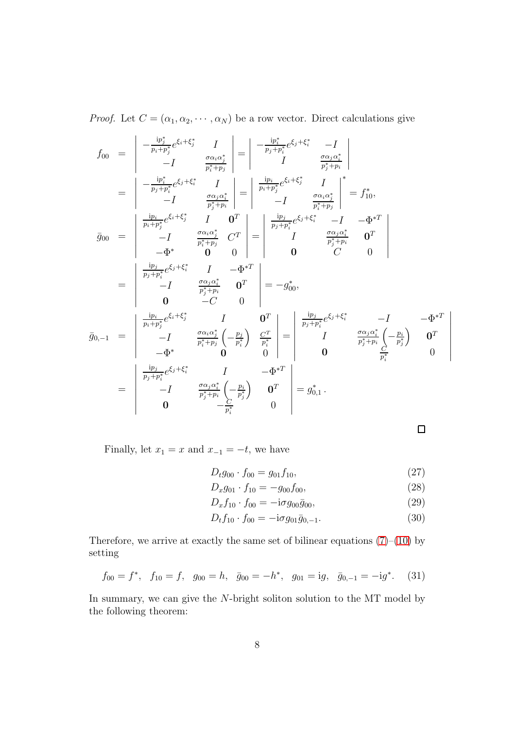*Proof.* Let $C = (\alpha_1, \alpha_2, \cdots, \alpha_N)$ be a row vector. Direct calculations give

$$
\begin{aligned}
f_{00} &= \begin{vmatrix} -\frac{\mathrm{i}p_j^*}{p_i+p_j^*}e^{\xi_i+\xi_j^*} & I \\ -I & \frac{\sigma\alpha_i\alpha_j^*}{p_i^*+p_j} \end{vmatrix} = \begin{vmatrix} -\frac{\mathrm{i}p_i^*}{p_j+p_i^*}e^{\xi_j+\xi_i^*} & -I \\ I & \frac{\sigma\alpha_j\alpha_i^*}{p_j^*+p_i} \end{vmatrix} \\
&= \begin{vmatrix} -\frac{\mathrm{i}p_i^*}{p_j+p_i^*}e^{\xi_j+\xi_i^*} & I \\ -I & \frac{\sigma\alpha_j\alpha_i^*}{p_j^*+p_i} \end{vmatrix} = \begin{vmatrix} \frac{\mathrm{i}p_i}{p_i+p_j^*}e^{\xi_i+\xi_j^*} & I \\ -I & \frac{\sigma\alpha_i\alpha_j^*}{p_i^*+p_j} \end{vmatrix}^* = f_{10}^*, \\
\bar{g}_{00} &= \begin{vmatrix} \frac{\mathrm{i}p_i}{p_i+p_j^*}e^{\xi_i+\xi_j^*} & I & \mathbf{0}^T \\ -I & \frac{\sigma\alpha_i\alpha_j^*}{p_i^*+p_j} & C^T \\ -\Phi^* & \mathbf{0} & 0 \end{vmatrix} = \begin{vmatrix} \frac{\mathrm{i}p_j}{p_j+p_i^*}e^{\xi_j+\xi_i^*} & -I & -\Phi^{*T} \\ I & \frac{\sigma\alpha_j\alpha_i^*}{p_j^*+p_i} & \mathbf{0}^T \\ \mathbf{0} & C & 0 \end{vmatrix} \\
&= \begin{vmatrix} \frac{\mathrm{i}p_j}{p_j+p_i^*}e^{\xi_j+\xi_i^*} & I & -\Phi^{*T} \\ -I & \frac{\sigma\alpha_j\alpha_i^*}{p_j^*+p_i} & \mathbf{0}^T \\ \mathbf{0} & -C & 0 \end{vmatrix} = -g_{00}^*, \\
\bar{g}_{0,-1} &= \begin{vmatrix} \frac{\mathrm{i}p_i}{p_i+p_j^*}e^{\xi_i+\xi_j^*} & I & \mathbf{0}^T \\ -I & \frac{\sigma\alpha_i\alpha_j^*}{p_i^*+p_j}\left(-\frac{p_j}{p_i^*}\right) & \frac{C^T}{p_i^*} \\ -\Phi^* & \mathbf{0} & 0 \end{vmatrix} = \begin{vmatrix} \frac{\mathrm{i}p_j}{p_j+p_i^*}e^{\xi_j+\xi_i^*} & -I & -\Phi^{*T} \\ I & \frac{\sigma\alpha_j\alpha_i^*}{p_j^*+p_i}\left(-\frac{p_i}{p_j^*}\right) & \mathbf{0}^T \\ \mathbf{0} & \frac{C}{p_i^*} & 0 \end{vmatrix} \\
&= \begin{vmatrix} \frac{\mathrm{i}p_j}{p_j+p_i^*}e^{\xi_j+\xi_i^*} & I & -\Phi^{*T} \\ -I & \frac{\sigma\alpha_j\alpha_i^*}{p_j^*+p_i}\left(-\frac{p_i}{p_j^*}\right) & \mathbf{0}^T \\ \mathbf{0} & -\frac{C}{p_i^*} & 0 \end{vmatrix} = g_{0,1}^* .
\end{aligned}
$$

$\square$

Finally, let $x_1 = x$ and $x_{-1} = -t$, we have

$$D_t g_{00} \cdot f_{00} = g_{01} f_{10}, \tag{27}$$

$$D_x g_{01} \cdot f_{10} = -g_{00} f_{00}, \tag{28}$$

$$D_x f_{10} \cdot f_{00} = -\mathrm{i}\sigma g_{00}\bar{g}_{00}, \tag{29}$$

$$D_t f_{10} \cdot f_{00} = -\mathrm{i}\sigma g_{01}\bar{g}_{0,-1}. \tag{30}$$

Therefore, we arrive at exactly the same set of bilinear equations (7)–(10) by setting

$$f_{00} = f^*, \quad f_{10} = f, \quad g_{00} = h, \quad \bar{g}_{00} = -h^*, \quad g_{01} = \mathrm{i}g, \quad \bar{g}_{0,-1} = -\mathrm{i}g^*. \tag{31}$$

In summary, we can give the $N$-bright soliton solution to the MT model by the following theorem: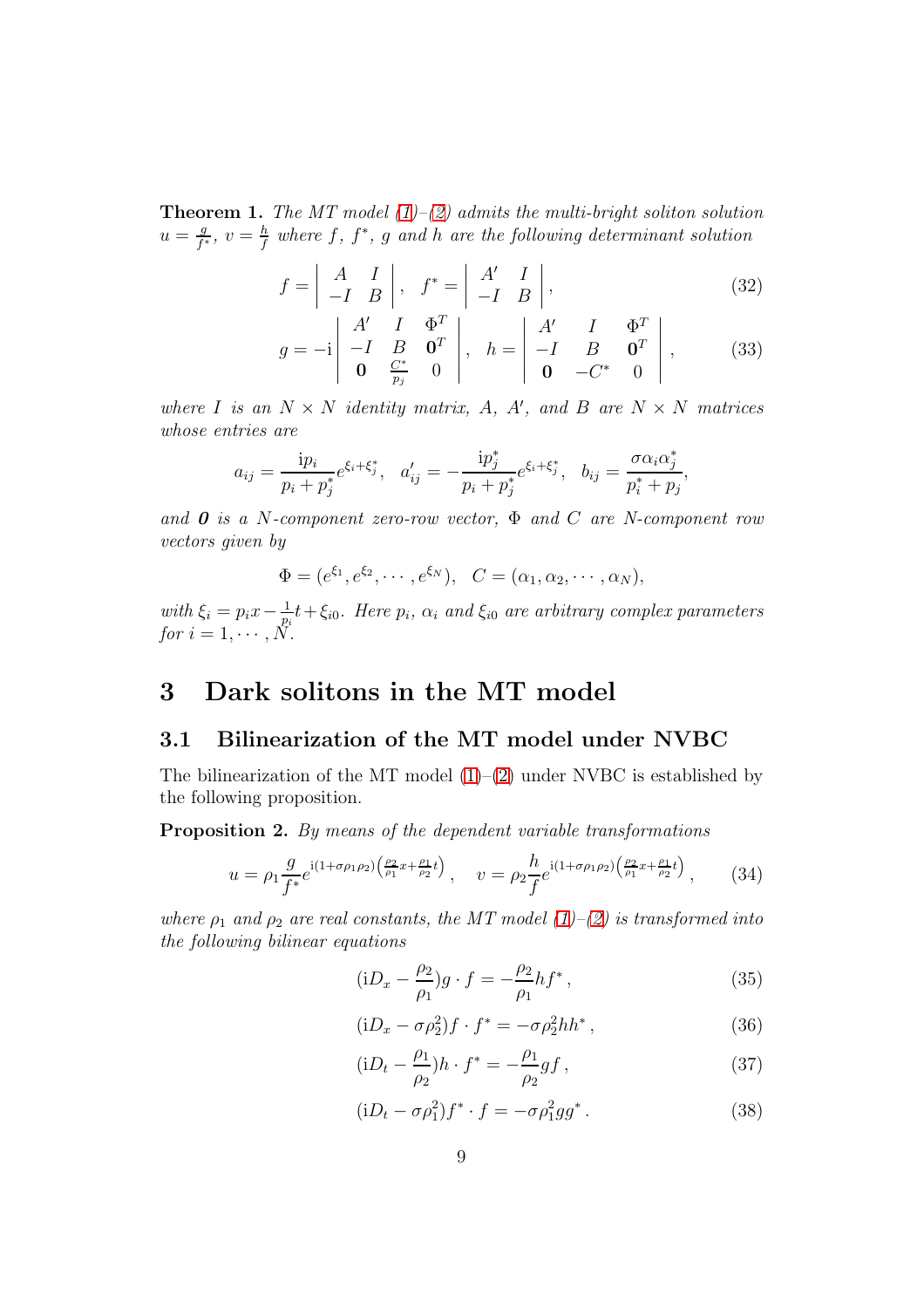**Theorem 1.** *The MT model (1)–(2) admits the multi-bright soliton solution $u = \frac{g}{f^*}$, $v = \frac{h}{f}$ where $f$, $f^*$, $g$ and $h$ are the following determinant solution*

$$f = \begin{vmatrix} A & I \\ -I & B \end{vmatrix}, \quad f^* = \begin{vmatrix} A' & I \\ -I & B \end{vmatrix}, \tag{32}$$

$$g = -\mathrm{i}\begin{vmatrix} A' & I & \Phi^T \\ -I & B & \mathbf{0}^T \\ \mathbf{0} & \frac{C^*}{p_j} & 0 \end{vmatrix}, \quad h = \begin{vmatrix} A' & I & \Phi^T \\ -I & B & \mathbf{0}^T \\ \mathbf{0} & -C^* & 0 \end{vmatrix}, \tag{33}$$

*where $I$ is an $N \times N$ identity matrix, $A$, $A'$, and $B$ are $N \times N$ matrices whose entries are*

$$a_{ij} = \frac{\mathrm{i}p_i}{p_i + p_j^*} e^{\xi_i + \xi_j^*}, \quad a'_{ij} = -\frac{\mathrm{i}p_j^*}{p_i + p_j^*} e^{\xi_i + \xi_j^*}, \quad b_{ij} = \frac{\sigma \alpha_i \alpha_j^*}{p_i^* + p_j},$$

*and $\mathbf{0}$ is a $N$-component zero-row vector, $\Phi$ and $C$ are $N$-component row vectors given by*

$$\Phi = (e^{\xi_1}, e^{\xi_2}, \cdots, e^{\xi_N}), \quad C = (\alpha_1, \alpha_2, \cdots, \alpha_N),$$

*with $\xi_i = p_i x - \frac{1}{p_i} t + \xi_{i0}$. Here $p_i$, $\alpha_i$ and $\xi_{i0}$ are arbitrary complex parameters for $i = 1, \cdots, N$.*

# 3 Dark solitons in the MT model

## 3.1 Bilinearization of the MT model under NVBC

The bilinearization of the MT model (1)–(2) under NVBC is established by the following proposition.

**Proposition 2.** *By means of the dependent variable transformations*

$$u = \rho_1 \frac{g}{f^*} e^{\mathrm{i}(1+\sigma\rho_1\rho_2)\left(\frac{\rho_2}{\rho_1}x + \frac{\rho_1}{\rho_2}t\right)}, \quad v = \rho_2 \frac{h}{f} e^{\mathrm{i}(1+\sigma\rho_1\rho_2)\left(\frac{\rho_2}{\rho_1}x + \frac{\rho_1}{\rho_2}t\right)}, \tag{34}$$

*where $\rho_1$ and $\rho_2$ are real constants, the MT model (1)–(2) is transformed into the following bilinear equations*

$$(\mathrm{i}D_x - \frac{\rho_2}{\rho_1}) g \cdot f = -\frac{\rho_2}{\rho_1} h f^*, \tag{35}$$

$$(\mathrm{i}D_x - \sigma\rho_2^2) f \cdot f^* = -\sigma\rho_2^2 h h^*, \tag{36}$$

$$(\mathrm{i}D_t - \frac{\rho_1}{\rho_2}) h \cdot f^* = -\frac{\rho_1}{\rho_2} g f, \tag{37}$$

$$(\mathrm{i}D_t - \sigma\rho_1^2) f^* \cdot f = -\sigma\rho_1^2 g g^*. \tag{38}$$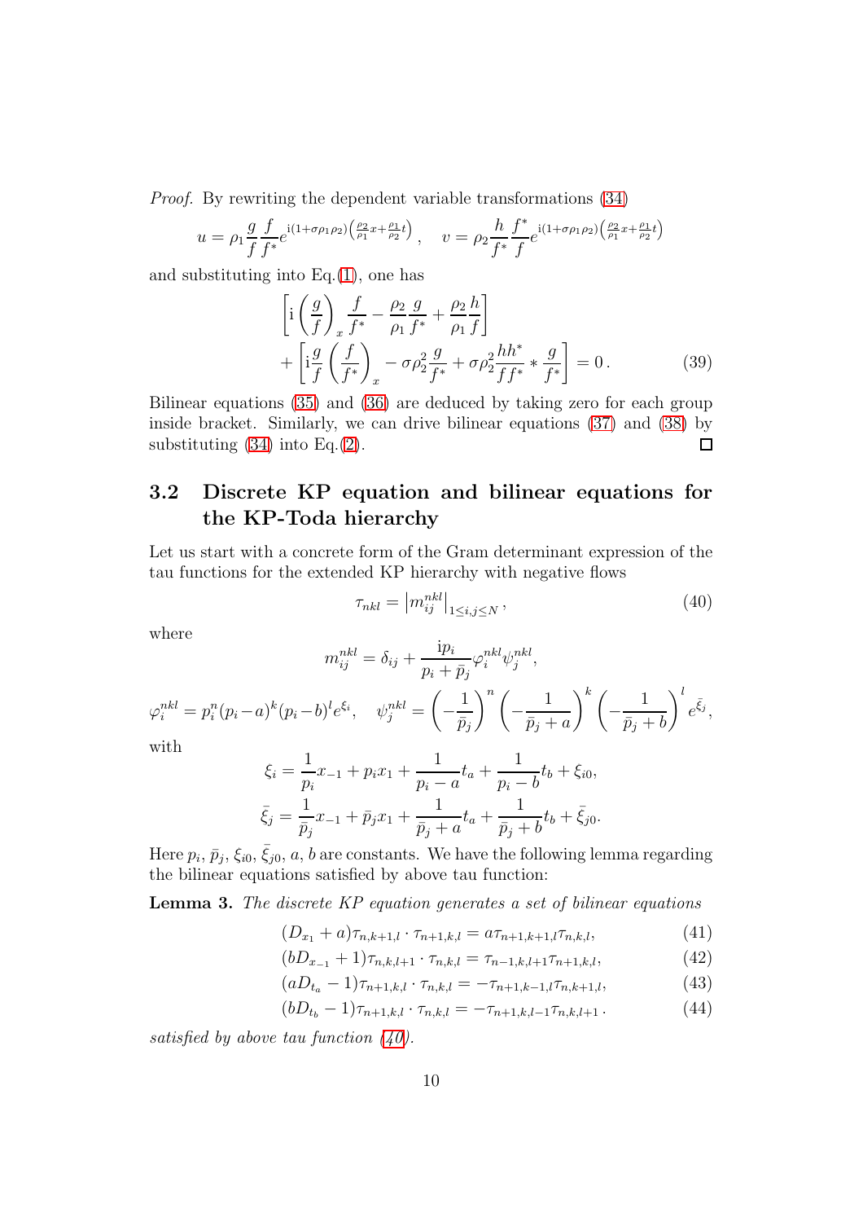*Proof.* By rewriting the dependent variable transformations (34)

$$u = \rho_1 \frac{g}{f}\frac{f}{f^*} e^{\mathrm{i}(1+\sigma\rho_1\rho_2)\left(\frac{\rho_2}{\rho_1}x + \frac{\rho_1}{\rho_2}t\right)}, \quad v = \rho_2 \frac{h}{f^*}\frac{f^*}{f} e^{\mathrm{i}(1+\sigma\rho_1\rho_2)\left(\frac{\rho_2}{\rho_1}x + \frac{\rho_1}{\rho_2}t\right)}$$

and substituting into Eq.(1), one has

$$\left[\mathrm{i}\left(\frac{g}{f}\right)_x \frac{f}{f^*} - \frac{\rho_2}{\rho_1}\frac{g}{f^*} + \frac{\rho_2}{\rho_1}\frac{h}{f}\right] + \left[\mathrm{i}\frac{g}{f}\left(\frac{f}{f^*}\right)_x - \sigma\rho_2^2\frac{g}{f^*} + \sigma\rho_2^2\frac{hh^*}{ff^*} * \frac{g}{f^*}\right] = 0\,. \tag{39}$$

Bilinear equations (35) and (36) are deduced by taking zero for each group inside bracket. Similarly, we can drive bilinear equations (37) and (38) by substituting (34) into Eq.(2). □

## 3.2 Discrete KP equation and bilinear equations for the KP-Toda hierarchy

Let us start with a concrete form of the Gram determinant expression of the tau functions for the extended KP hierarchy with negative flows

$$\tau_{nkl} = \left|m_{ij}^{nkl}\right|_{1\le i,j\le N}, \tag{40}$$

where

$$m_{ij}^{nkl} = \delta_{ij} + \frac{\mathrm{i}p_i}{p_i + \bar{p}_j}\varphi_i^{nkl}\psi_j^{nkl},$$

$$\varphi_i^{nkl} = p_i^n (p_i - a)^k (p_i - b)^l e^{\xi_i}, \quad \psi_j^{nkl} = \left(-\frac{1}{\bar{p}_j}\right)^n \left(-\frac{1}{\bar{p}_j + a}\right)^k \left(-\frac{1}{\bar{p}_j + b}\right)^l e^{\bar{\xi}_j},$$

with

$$\xi_i = \frac{1}{p_i}x_{-1} + p_i x_1 + \frac{1}{p_i - a}t_a + \frac{1}{p_i - b}t_b + \xi_{i0},$$

$$\bar{\xi}_j = \frac{1}{\bar{p}_j}x_{-1} + \bar{p}_j x_1 + \frac{1}{\bar{p}_j + a}t_a + \frac{1}{\bar{p}_j + b}t_b + \bar{\xi}_{j0}.$$

Here $p_i, \bar{p}_j, \xi_{i0}, \bar{\xi}_{j0}, a, b$ are constants. We have the following lemma regarding the bilinear equations satisfied by above tau function:

**Lemma 3.** *The discrete KP equation generates a set of bilinear equations*

$$(D_{x_1} + a)\tau_{n,k+1,l} \cdot \tau_{n+1,k,l} = a\tau_{n+1,k+1,l}\tau_{n,k,l}, \tag{41}$$

$$(bD_{x_{-1}} + 1)\tau_{n,k,l+1} \cdot \tau_{n,k,l} = \tau_{n-1,k,l+1}\tau_{n+1,k,l}, \tag{42}$$

$$(aD_{t_a} - 1)\tau_{n+1,k,l} \cdot \tau_{n,k,l} = -\tau_{n+1,k-1,l}\tau_{n,k+1,l}, \tag{43}$$

$$(bD_{t_b} - 1)\tau_{n+1,k,l} \cdot \tau_{n,k,l} = -\tau_{n+1,k,l-1}\tau_{n,k,l+1}\,. \tag{44}$$

*satisfied by above tau function (40).*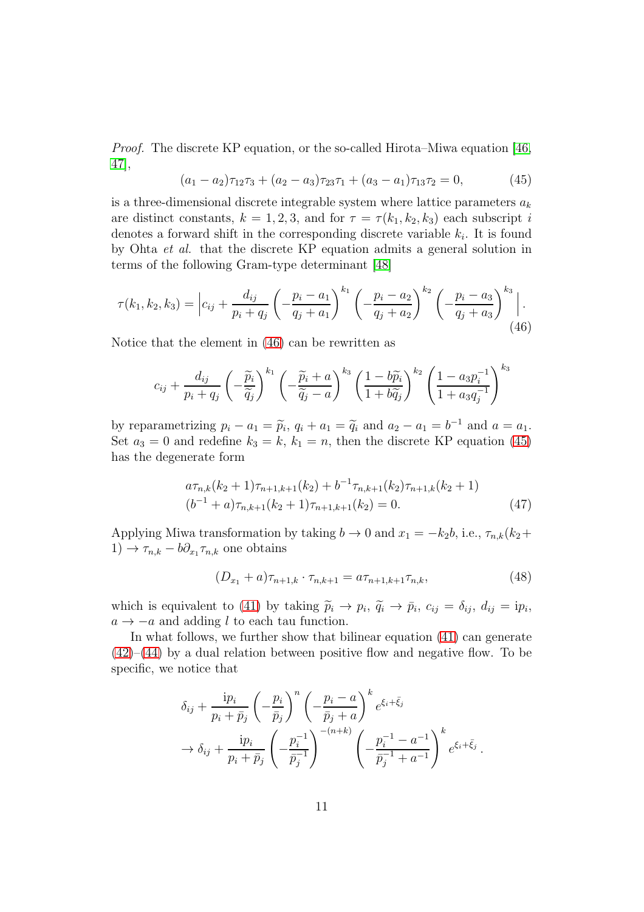*Proof.* The discrete KP equation, or the so-called Hirota–Miwa equation [46, 47],

$$(a_1 - a_2)\tau_{12}\tau_3 + (a_2 - a_3)\tau_{23}\tau_1 + (a_3 - a_1)\tau_{13}\tau_2 = 0, \tag{45}$$

is a three-dimensional discrete integrable system where lattice parameters $a_k$ are distinct constants, $k = 1, 2, 3$, and for $\tau = \tau(k_1, k_2, k_3)$ each subscript $i$ denotes a forward shift in the corresponding discrete variable $k_i$. It is found by Ohta *et al.* that the discrete KP equation admits a general solution in terms of the following Gram-type determinant [48]

$$\tau(k_1, k_2, k_3) = \left| c_{ij} + \frac{d_{ij}}{p_i + q_j}\left(-\frac{p_i - a_1}{q_j + a_1}\right)^{k_1}\left(-\frac{p_i - a_2}{q_j + a_2}\right)^{k_2}\left(-\frac{p_i - a_3}{q_j + a_3}\right)^{k_3}\right|. \tag{46}$$

Notice that the element in (46) can be rewritten as

$$c_{ij} + \frac{d_{ij}}{p_i + q_j}\left(-\frac{\widetilde{p}_i}{\widetilde{q}_j}\right)^{k_1}\left(-\frac{\widetilde{p}_i + a}{\widetilde{q}_j - a}\right)^{k_3}\left(\frac{1 - b\widetilde{p}_i}{1 + b\widetilde{q}_j}\right)^{k_2}\left(\frac{1 - a_3 p_i^{-1}}{1 + a_3 q_j^{-1}}\right)^{k_3}$$

by reparametrizing $p_i - a_1 = \widetilde{p}_i$, $q_i + a_1 = \widetilde{q}_i$ and $a_2 - a_1 = b^{-1}$ and $a = a_1$. Set $a_3 = 0$ and redefine $k_3 = k$, $k_1 = n$, then the discrete KP equation (45) has the degenerate form

$$\begin{aligned}&a\tau_{n,k}(k_2+1)\tau_{n+1,k+1}(k_2) + b^{-1}\tau_{n,k+1}(k_2)\tau_{n+1,k}(k_2+1)\\&(b^{-1}+a)\tau_{n,k+1}(k_2+1)\tau_{n+1,k+1}(k_2) = 0.\end{aligned} \tag{47}$$

Applying Miwa transformation by taking $b \to 0$ and $x_1 = -k_2 b$, i.e., $\tau_{n,k}(k_2 + 1) \to \tau_{n,k} - b\partial_{x_1}\tau_{n,k}$ one obtains

$$(D_{x_1} + a)\tau_{n+1,k} \cdot \tau_{n,k+1} = a\tau_{n+1,k+1}\tau_{n,k}, \tag{48}$$

which is equivalent to (41) by taking $\widetilde{p}_i \to p_i$, $\widetilde{q}_i \to \bar{p}_i$, $c_{ij} = \delta_{ij}$, $d_{ij} = \mathrm{i}p_i$, $a \to -a$ and adding $l$ to each tau function.

In what follows, we further show that bilinear equation (41) can generate (42)–(44) by a dual relation between positive flow and negative flow. To be specific, we notice that

$$\begin{aligned}&\delta_{ij} + \frac{\mathrm{i}p_i}{p_i + \bar{p}_j}\left(-\frac{p_i}{\bar{p}_j}\right)^n\left(-\frac{p_i - a}{\bar{p}_j + a}\right)^k e^{\xi_i + \bar{\xi}_j}\\&\to \delta_{ij} + \frac{\mathrm{i}p_i}{p_i + \bar{p}_j}\left(-\frac{p_i^{-1}}{\bar{p}_j^{-1}}\right)^{-(n+k)}\left(-\frac{p_i^{-1} - a^{-1}}{\bar{p}_j^{-1} + a^{-1}}\right)^k e^{\xi_i + \bar{\xi}_j}.\end{aligned}$$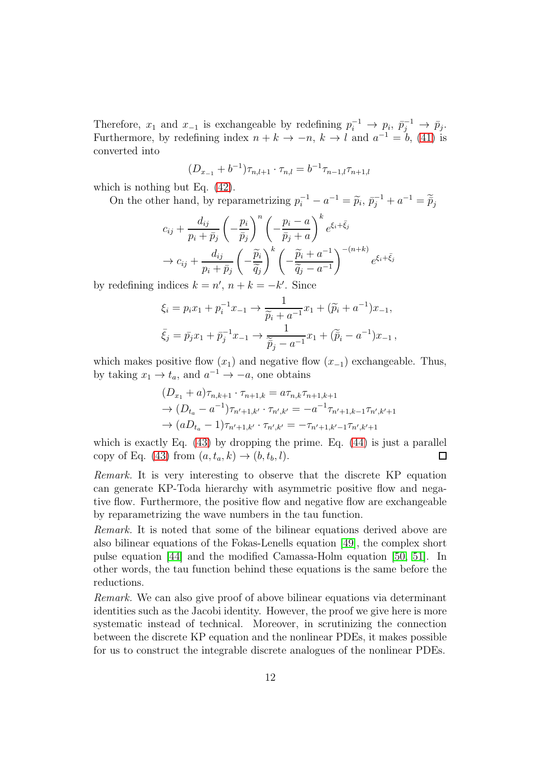Therefore, $x_1$ and $x_{-1}$ is exchangeable by redefining $p_i^{-1} \to p_i$, $\bar{p}_j^{-1} \to \bar{p}_j$. Furthermore, by redefining index $n+k \to -n$, $k \to l$ and $a^{-1} = b$, (41) is converted into

$$(D_{x_{-1}} + b^{-1})\tau_{n,l+1} \cdot \tau_{n,l} = b^{-1}\tau_{n-1,l}\tau_{n+1,l}$$

which is nothing but Eq. (42).

On the other hand, by reparametrizing $p_i^{-1} - a^{-1} = \widetilde{p}_i$, $\bar{p}_j^{-1} + a^{-1} = \widetilde{\bar{p}}_j$

$$\begin{aligned}
&c_{ij} + \frac{d_{ij}}{p_i + \bar{p}_j}\left(-\frac{p_i}{\bar{p}_j}\right)^n \left(-\frac{p_i - a}{\bar{p}_j + a}\right)^k e^{\xi_i + \bar{\xi}_j} \\
&\to c_{ij} + \frac{d_{ij}}{p_i + \bar{p}_j}\left(-\frac{\widetilde{p}_i}{\widetilde{\bar{q}}_j}\right)^k \left(-\frac{\widetilde{p}_i + a^{-1}}{\widetilde{\bar{q}}_j - a^{-1}}\right)^{-(n+k)} e^{\xi_i + \bar{\xi}_j}
\end{aligned}$$

by redefining indices $k = n'$, $n + k = -k'$. Since

$$\begin{aligned}
\xi_i &= p_i x_1 + p_i^{-1} x_{-1} \to \frac{1}{\widetilde{p}_i + a^{-1}} x_1 + (\widetilde{p}_i + a^{-1}) x_{-1}, \\
\bar{\xi}_j &= \bar{p}_j x_1 + \bar{p}_j^{-1} x_{-1} \to \frac{1}{\widetilde{\bar{p}}_j - a^{-1}} x_1 + (\widetilde{\bar{p}}_i - a^{-1}) x_{-1}\,,
\end{aligned}$$

which makes positive flow ($x_1$) and negative flow ($x_{-1}$) exchangeable. Thus, by taking $x_1 \to t_a$, and $a^{-1} \to -a$, one obtains

$$\begin{aligned}
&(D_{x_1} + a)\tau_{n,k+1} \cdot \tau_{n+1,k} = a\tau_{n,k}\tau_{n+1,k+1} \\
&\to (D_{t_a} - a^{-1})\tau_{n'+1,k'} \cdot \tau_{n',k'} = -a^{-1}\tau_{n'+1,k-1}\tau_{n',k'+1} \\
&\to (aD_{t_a} - 1)\tau_{n'+1,k'} \cdot \tau_{n',k'} = -\tau_{n'+1,k'-1}\tau_{n',k'+1}
\end{aligned}$$

which is exactly Eq. (43) by dropping the prime. Eq. (44) is just a parallel copy of Eq. (43) from $(a, t_a, k) \to (b, t_b, l)$. □

*Remark.* It is very interesting to observe that the discrete KP equation can generate KP-Toda hierarchy with asymmetric positive flow and negative flow. Furthermore, the positive flow and negative flow are exchangeable by reparametrizing the wave numbers in the tau function.

*Remark.* It is noted that some of the bilinear equations derived above are also bilinear equations of the Fokas-Lenells equation [49], the complex short pulse equation [44] and the modified Camassa-Holm equation [50, 51]. In other words, the tau function behind these equations is the same before the reductions.

*Remark.* We can also give proof of above bilinear equations via determinant identities such as the Jacobi identity. However, the proof we give here is more systematic instead of technical. Moreover, in scrutinizing the connection between the discrete KP equation and the nonlinear PDEs, it makes possible for us to construct the integrable discrete analogues of the nonlinear PDEs.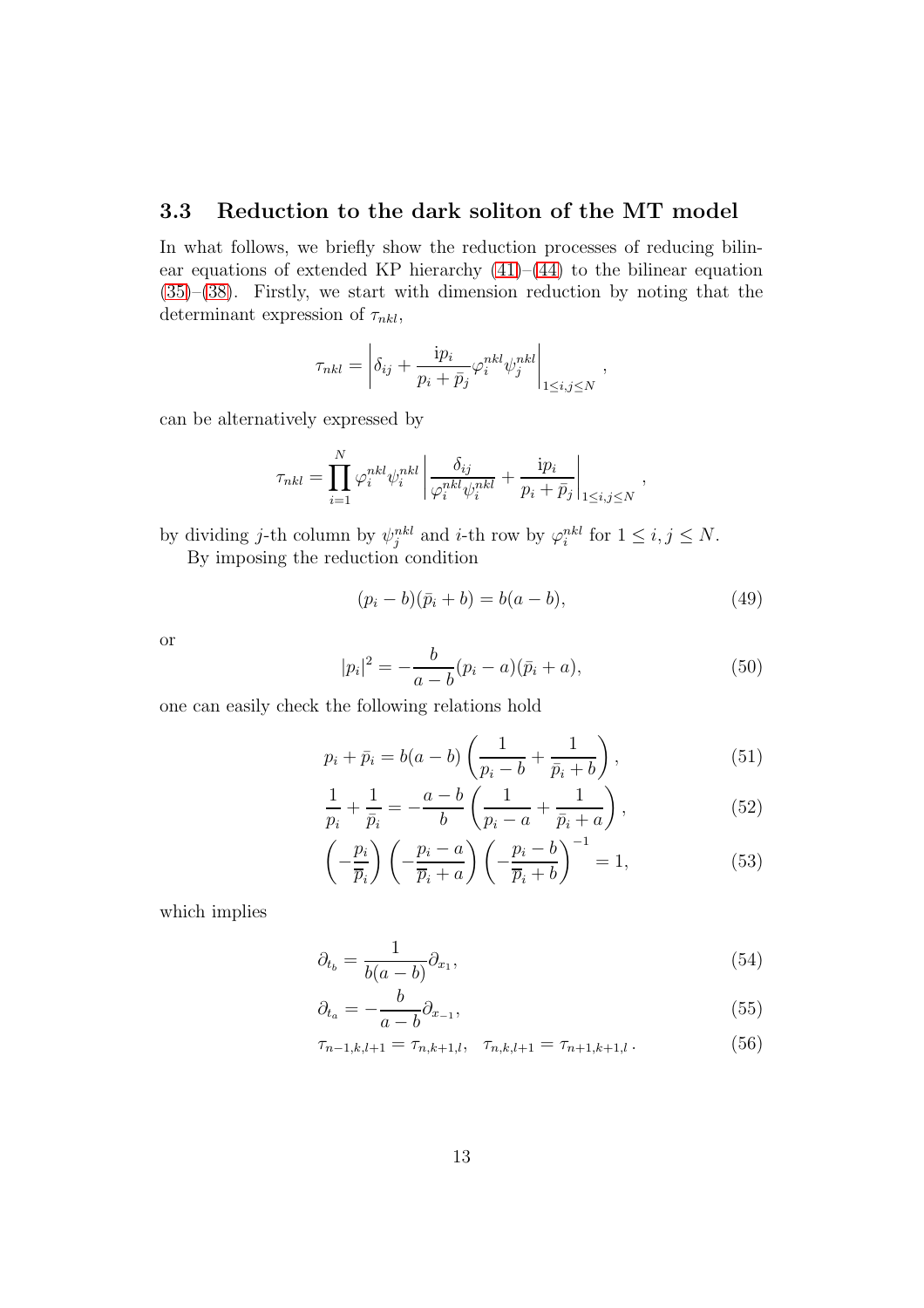### 3.3 Reduction to the dark soliton of the MT model

In what follows, we briefly show the reduction processes of reducing bilinear equations of extended KP hierarchy (41)–(44) to the bilinear equation (35)–(38). Firstly, we start with dimension reduction by noting that the determinant expression of $\tau_{nkl}$,

$$\tau_{nkl} = \left| \delta_{ij} + \frac{\mathrm{i}p_i}{p_i + \bar{p}_j} \varphi_i^{nkl} \psi_j^{nkl} \right|_{1 \le i,j \le N},$$

can be alternatively expressed by

$$\tau_{nkl} = \prod_{i=1}^{N} \varphi_i^{nkl} \psi_i^{nkl} \left| \frac{\delta_{ij}}{\varphi_i^{nkl} \psi_i^{nkl}} + \frac{\mathrm{i}p_i}{p_i + \bar{p}_j} \right|_{1 \le i,j \le N},$$

by dividing $j$-th column by $\psi_j^{nkl}$ and $i$-th row by $\varphi_i^{nkl}$ for $1 \le i, j \le N$.

By imposing the reduction condition

$$(p_i - b)(\bar{p}_i + b) = b(a - b), \tag{49}$$

or

$$|p_i|^2 = -\frac{b}{a-b}(p_i - a)(\bar{p}_i + a), \tag{50}$$

one can easily check the following relations hold

$$p_i + \bar{p}_i = b(a - b)\left( \frac{1}{p_i - b} + \frac{1}{\bar{p}_i + b} \right), \tag{51}$$

$$\frac{1}{p_i} + \frac{1}{\bar{p}_i} = -\frac{a-b}{b}\left( \frac{1}{p_i - a} + \frac{1}{\bar{p}_i + a} \right), \tag{52}$$

$$\left( -\frac{p_i}{\overline{p}_i} \right)\left( -\frac{p_i - a}{\overline{p}_i + a} \right)\left( -\frac{p_i - b}{\overline{p}_i + b} \right)^{-1} = 1, \tag{53}$$

which implies

$$\partial_{t_b} = \frac{1}{b(a-b)}\partial_{x_1}, \tag{54}$$

$$\partial_{t_a} = -\frac{b}{a-b}\partial_{x_{-1}}, \tag{55}$$

$$\tau_{n-1,k,l+1} = \tau_{n,k+1,l}, \quad \tau_{n,k,l+1} = \tau_{n+1,k+1,l}\,. \tag{56}$$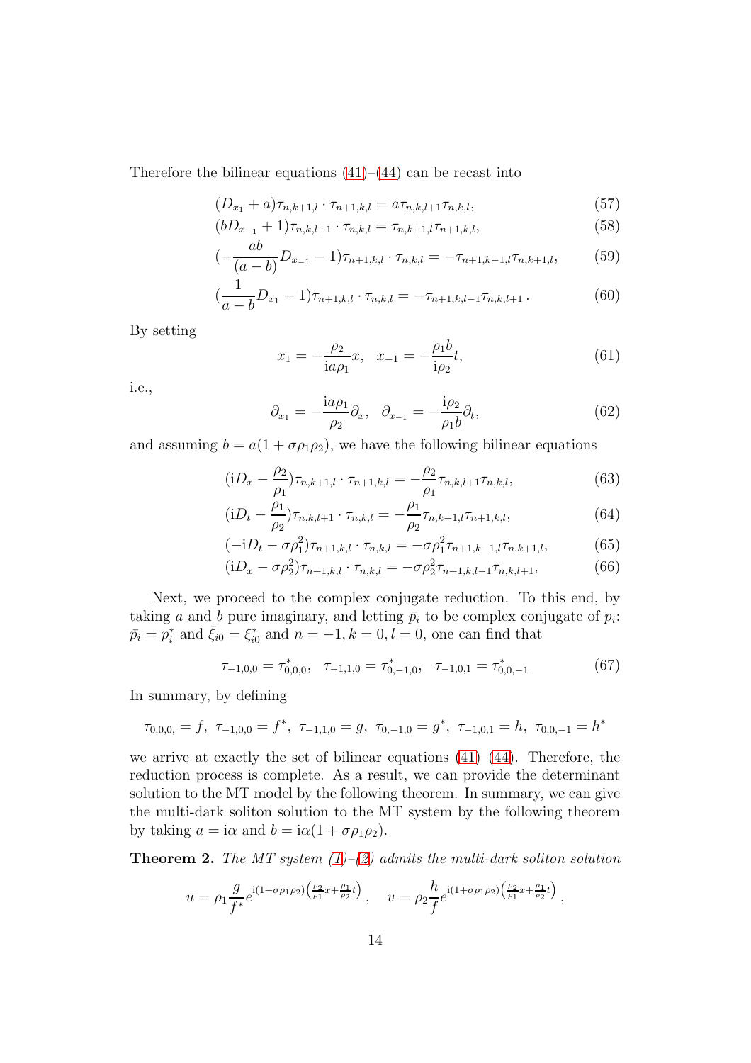Therefore the bilinear equations (41)–(44) can be recast into

$$(D_{x_1} + a)\tau_{n,k+1,l} \cdot \tau_{n+1,k,l} = a\tau_{n,k,l+1}\tau_{n,k,l}, \tag{57}$$

$$(bD_{x_{-1}} + 1)\tau_{n,k,l+1} \cdot \tau_{n,k,l} = \tau_{n,k+1,l}\tau_{n+1,k,l}, \tag{58}$$

$$(-\frac{ab}{(a-b)}D_{x_{-1}} - 1)\tau_{n+1,k,l} \cdot \tau_{n,k,l} = -\tau_{n+1,k-1,l}\tau_{n,k+1,l}, \tag{59}$$

$$(\frac{1}{a-b}D_{x_1} - 1)\tau_{n+1,k,l} \cdot \tau_{n,k,l} = -\tau_{n+1,k,l-1}\tau_{n,k,l+1}\,. \tag{60}$$

By setting

$$x_1 = -\frac{\rho_2}{\mathrm{i}a\rho_1}x, \quad x_{-1} = -\frac{\rho_1 b}{\mathrm{i}\rho_2}t, \tag{61}$$

i.e.,

$$\partial_{x_1} = -\frac{\mathrm{i}a\rho_1}{\rho_2}\partial_x, \quad \partial_{x_{-1}} = -\frac{\mathrm{i}\rho_2}{\rho_1 b}\partial_t, \tag{62}$$

and assuming $b = a(1 + \sigma\rho_1\rho_2)$, we have the following bilinear equations

$$(\mathrm{i}D_x - \frac{\rho_2}{\rho_1})\tau_{n,k+1,l} \cdot \tau_{n+1,k,l} = -\frac{\rho_2}{\rho_1}\tau_{n,k,l+1}\tau_{n,k,l}, \tag{63}$$

$$(\mathrm{i}D_t - \frac{\rho_1}{\rho_2})\tau_{n,k,l+1} \cdot \tau_{n,k,l} = -\frac{\rho_1}{\rho_2}\tau_{n,k+1,l}\tau_{n+1,k,l}, \tag{64}$$

$$(-\mathrm{i}D_t - \sigma\rho_1^2)\tau_{n+1,k,l} \cdot \tau_{n,k,l} = -\sigma\rho_1^2\tau_{n+1,k-1,l}\tau_{n,k+1,l}, \tag{65}$$

$$(\mathrm{i}D_x - \sigma\rho_2^2)\tau_{n+1,k,l} \cdot \tau_{n,k,l} = -\sigma\rho_2^2\tau_{n+1,k,l-1}\tau_{n,k,l+1}, \tag{66}$$

Next, we proceed to the complex conjugate reduction. To this end, by taking $a$ and $b$ pure imaginary, and letting $\bar{p}_i$ to be complex conjugate of $p_i$: $\bar{p}_i = p_i^*$ and $\bar{\xi}_{i0} = \xi_{i0}^*$ and $n = -1, k = 0, l = 0$, one can find that

$$\tau_{-1,0,0} = \tau_{0,0,0}^*, \quad \tau_{-1,1,0} = \tau_{0,-1,0}^*, \quad \tau_{-1,0,1} = \tau_{0,0,-1}^* \tag{67}$$

In summary, by defining

$$\tau_{0,0,0,} = f,\ \tau_{-1,0,0} = f^*,\ \tau_{-1,1,0} = g,\ \tau_{0,-1,0} = g^*,\ \tau_{-1,0,1} = h,\ \tau_{0,0,-1} = h^*$$

we arrive at exactly the set of bilinear equations (41)–(44). Therefore, the reduction process is complete. As a result, we can provide the determinant solution to the MT model by the following theorem. In summary, we can give the multi-dark soliton solution to the MT system by the following theorem by taking $a = \mathrm{i}\alpha$ and $b = \mathrm{i}\alpha(1 + \sigma\rho_1\rho_2)$.

**Theorem 2.** *The MT system (1)–(2) admits the multi-dark soliton solution*

$$u = \rho_1 \frac{g}{f^*} e^{\mathrm{i}(1+\sigma\rho_1\rho_2)\left(\frac{\rho_2}{\rho_1}x + \frac{\rho_1}{\rho_2}t\right)}, \quad v = \rho_2 \frac{h}{f} e^{\mathrm{i}(1+\sigma\rho_1\rho_2)\left(\frac{\rho_2}{\rho_1}x + \frac{\rho_1}{\rho_2}t\right)},$$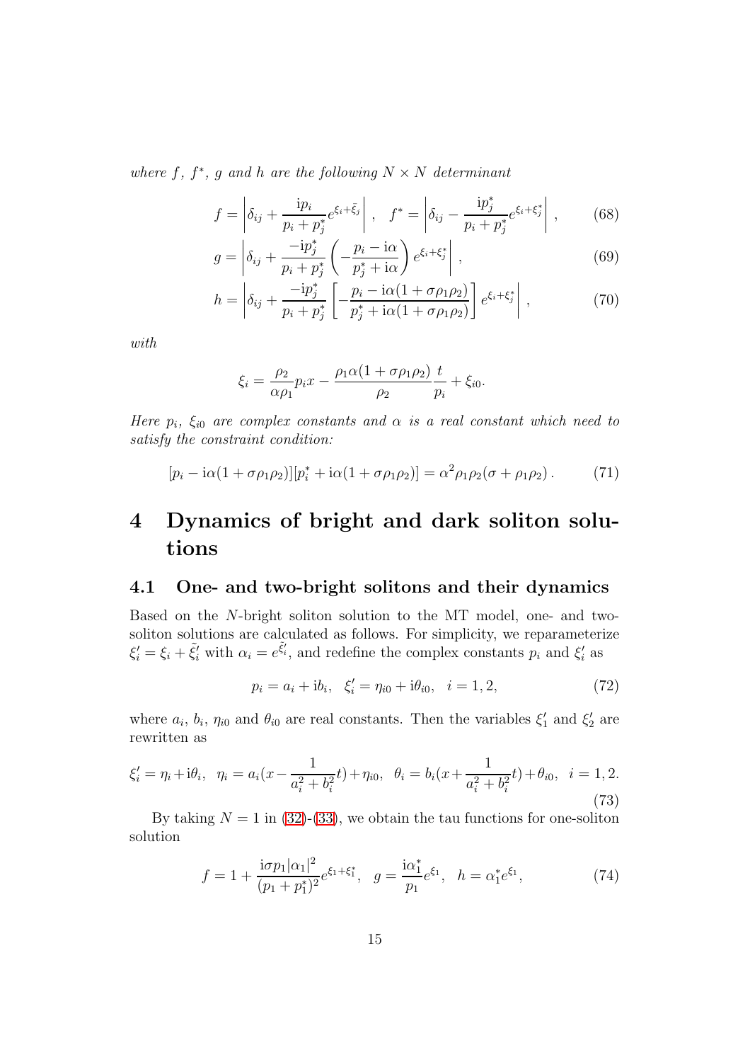*where $f$, $f^*$, $g$ and $h$ are the following $N \times N$ determinant*

$$
f = \left| \delta_{ij} + \frac{\mathrm{i} p_i}{p_i + p_j^*} e^{\xi_i + \bar{\xi}_j} \right| , \quad f^* = \left| \delta_{ij} - \frac{\mathrm{i} p_j^*}{p_i + p_j^*} e^{\xi_i + \xi_j^*} \right| , \tag{68}
$$

$$
g = \left| \delta_{ij} + \frac{-\mathrm{i} p_j^*}{p_i + p_j^*} \left( -\frac{p_i - \mathrm{i}\alpha}{p_j^* + \mathrm{i}\alpha} \right) e^{\xi_i + \xi_j^*} \right| , \tag{69}
$$

$$
h = \left| \delta_{ij} + \frac{-\mathrm{i} p_j^*}{p_i + p_j^*} \left[ -\frac{p_i - \mathrm{i}\alpha(1 + \sigma\rho_1\rho_2)}{p_j^* + \mathrm{i}\alpha(1 + \sigma\rho_1\rho_2)} \right] e^{\xi_i + \xi_j^*} \right| , \tag{70}
$$

*with*

$$
\xi_i = \frac{\rho_2}{\alpha\rho_1} p_i x - \frac{\rho_1 \alpha (1 + \sigma\rho_1\rho_2)}{\rho_2} \frac{t}{p_i} + \xi_{i0}.
$$

*Here $p_i$, $\xi_{i0}$ are complex constants and $\alpha$ is a real constant which need to satisfy the constraint condition:*

$$
[p_i - \mathrm{i}\alpha(1 + \sigma\rho_1\rho_2)][p_i^* + \mathrm{i}\alpha(1 + \sigma\rho_1\rho_2)] = \alpha^2 \rho_1 \rho_2 (\sigma + \rho_1\rho_2) . \tag{71}
$$

# 4 Dynamics of bright and dark soliton solutions

## 4.1 One- and two-bright solitons and their dynamics

Based on the $N$-bright soliton solution to the MT model, one- and two-soliton solutions are calculated as follows. For simplicity, we reparameterize $\xi_i' = \xi_i + \tilde{\xi}_i'$ with $\alpha_i = e^{\tilde{\xi}_i'}$, and redefine the complex constants $p_i$ and $\xi_i'$ as

$$
p_i = a_i + \mathrm{i} b_i, \quad \xi_i' = \eta_{i0} + \mathrm{i}\theta_{i0}, \quad i = 1, 2, \tag{72}
$$

where $a_i$, $b_i$, $\eta_{i0}$ and $\theta_{i0}$ are real constants. Then the variables $\xi_1'$ and $\xi_2'$ are rewritten as

$$
\xi_i' = \eta_i + \mathrm{i}\theta_i, \quad \eta_i = a_i\left(x - \frac{1}{a_i^2 + b_i^2} t\right) + \eta_{i0}, \quad \theta_i = b_i\left(x + \frac{1}{a_i^2 + b_i^2} t\right) + \theta_{i0}, \quad i = 1, 2. \tag{73}
$$

By taking $N = 1$ in (32)-(33), we obtain the tau functions for one-soliton solution

$$
f = 1 + \frac{\mathrm{i}\sigma p_1 |\alpha_1|^2}{(p_1 + p_1^*)^2} e^{\xi_1 + \xi_1^*}, \quad g = \frac{\mathrm{i}\alpha_1^*}{p_1} e^{\xi_1}, \quad h = \alpha_1^* e^{\xi_1}, \tag{74}
$$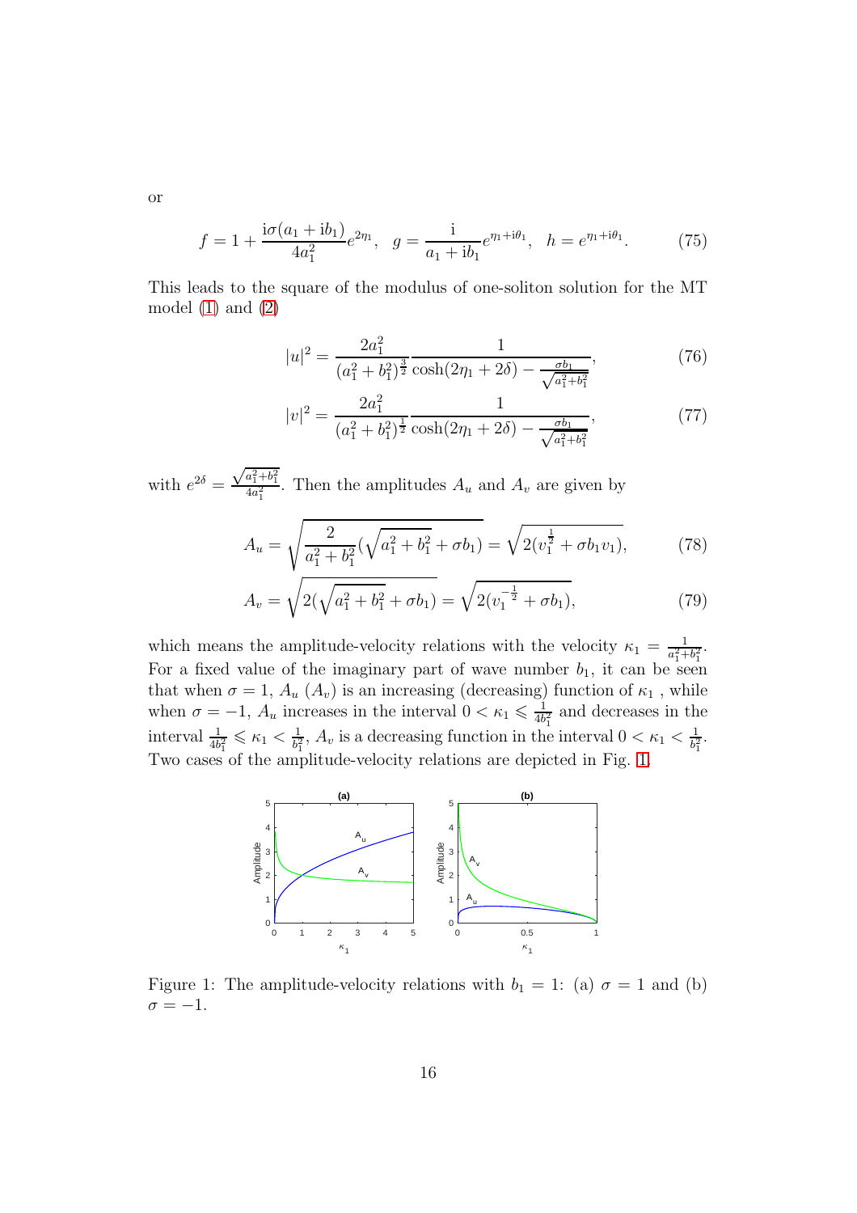or

$$f = 1 + \frac{\mathrm{i}\sigma(a_1 + \mathrm{i}b_1)}{4a_1^2} e^{2\eta_1}, \quad g = \frac{\mathrm{i}}{a_1 + \mathrm{i}b_1} e^{\eta_1 + \mathrm{i}\theta_1}, \quad h = e^{\eta_1 + \mathrm{i}\theta_1}. \tag{75}$$

This leads to the square of the modulus of one-soliton solution for the MT model (1) and (2)

$$|u|^2 = \frac{2a_1^2}{(a_1^2 + b_1^2)^{\frac{3}{2}}} \frac{1}{\cosh(2\eta_1 + 2\delta) - \frac{\sigma b_1}{\sqrt{a_1^2 + b_1^2}}}, \tag{76}$$

$$|v|^2 = \frac{2a_1^2}{(a_1^2 + b_1^2)^{\frac{1}{2}}} \frac{1}{\cosh(2\eta_1 + 2\delta) - \frac{\sigma b_1}{\sqrt{a_1^2 + b_1^2}}}, \tag{77}$$

with $e^{2\delta} = \frac{\sqrt{a_1^2 + b_1^2}}{4a_1^2}$. Then the amplitudes $A_u$ and $A_v$ are given by

$$A_u = \sqrt{\frac{2}{a_1^2 + b_1^2}(\sqrt{a_1^2 + b_1^2} + \sigma b_1)} = \sqrt{2(v_1^{\frac{1}{2}} + \sigma b_1 v_1)}, \tag{78}$$

$$A_v = \sqrt{2(\sqrt{a_1^2 + b_1^2} + \sigma b_1)} = \sqrt{2(v_1^{-\frac{1}{2}} + \sigma b_1)}, \tag{79}$$

which means the amplitude-velocity relations with the velocity $\kappa_1 = \frac{1}{a_1^2 + b_1^2}$. For a fixed value of the imaginary part of wave number $b_1$, it can be seen that when $\sigma = 1$, $A_u$ ($A_v$) is an increasing (decreasing) function of $\kappa_1$ , while when $\sigma = -1$, $A_u$ increases in the interval $0 < \kappa_1 \leqslant \frac{1}{4b_1^2}$ and decreases in the interval $\frac{1}{4b_1^2} \leqslant \kappa_1 < \frac{1}{b_1^2}$, $A_v$ is a decreasing function in the interval $0 < \kappa_1 < \frac{1}{b_1^2}$. Two cases of the amplitude-velocity relations are depicted in Fig. 1.

Figure 1: The amplitude-velocity relations with $b_1 = 1$: (a) $\sigma = 1$ and (b) $\sigma = -1$.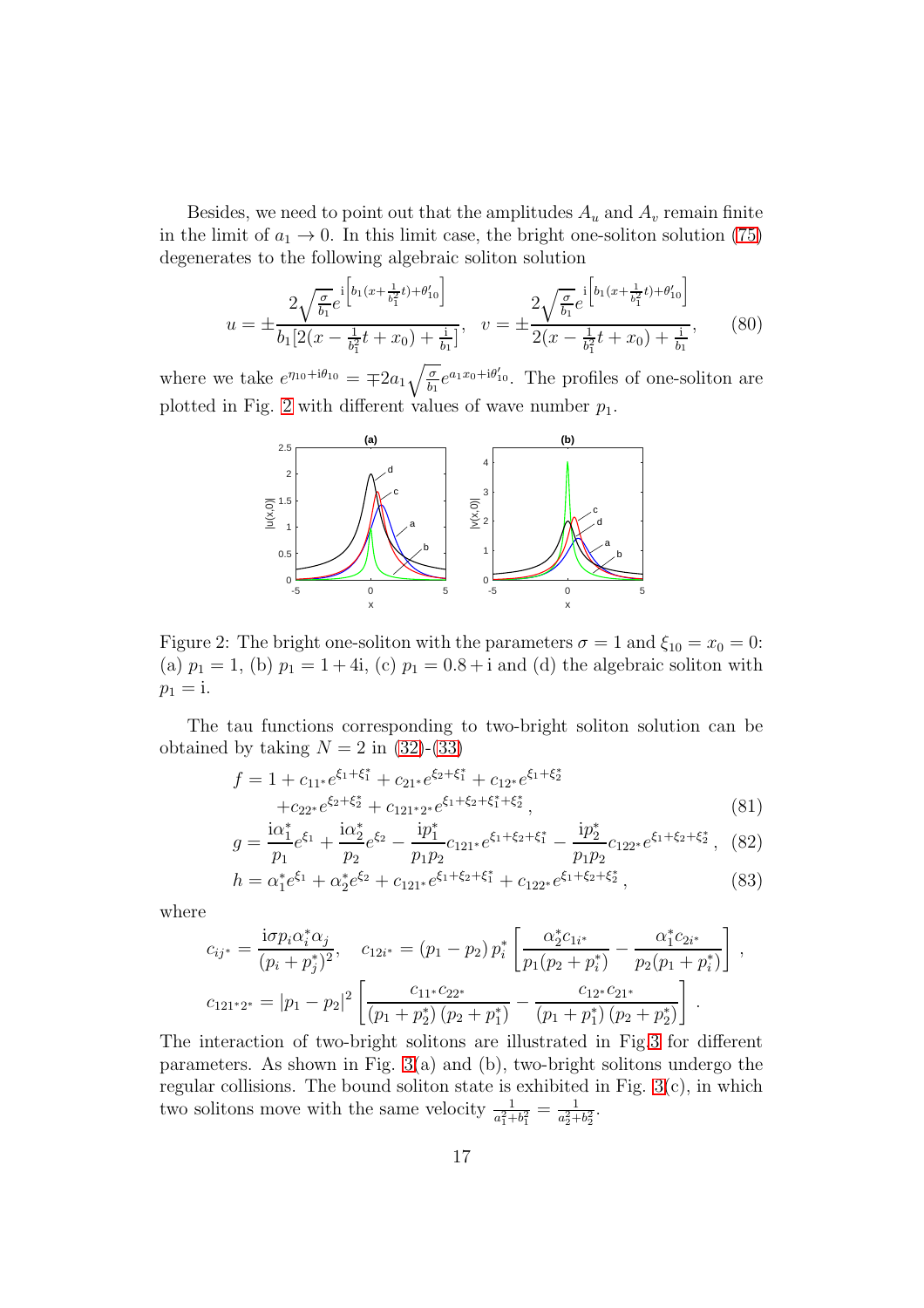Besides, we need to point out that the amplitudes $A_u$ and $A_v$ remain finite in the limit of $a_1 \to 0$. In this limit case, the bright one-soliton solution (75) degenerates to the following algebraic soliton solution

$$u = \pm \frac{2\sqrt{\frac{\sigma}{b_1}} e^{\mathrm{i}\left[b_1(x+\frac{1}{b_1^2}t)+\theta'_{10}\right]}}{b_1[2(x-\frac{1}{b_1^2}t+x_0)+\frac{\mathrm{i}}{b_1}]}, \quad v = \pm \frac{2\sqrt{\frac{\sigma}{b_1}} e^{\mathrm{i}\left[b_1(x+\frac{1}{b_1^2}t)+\theta'_{10}\right]}}{2(x-\frac{1}{b_1^2}t+x_0)+\frac{\mathrm{i}}{b_1}}, \tag{80}$$

where we take $e^{\eta_{10}+\mathrm{i}\theta_{10}} = \mp 2a_1\sqrt{\frac{\sigma}{b_1}} e^{a_1 x_0 + \mathrm{i}\theta'_{10}}$. The profiles of one-soliton are plotted in Fig. 2 with different values of wave number $p_1$.

Figure 2: The bright one-soliton with the parameters $\sigma = 1$ and $\xi_{10} = x_0 = 0$: (a) $p_1 = 1$, (b) $p_1 = 1 + 4\mathrm{i}$, (c) $p_1 = 0.8 + \mathrm{i}$ and (d) the algebraic soliton with $p_1 = \mathrm{i}$.

The tau functions corresponding to two-bright soliton solution can be obtained by taking $N = 2$ in (32)-(33)

$$\begin{aligned} f &= 1 + c_{11^*}e^{\xi_1+\xi_1^*} + c_{21^*}e^{\xi_2+\xi_1^*} + c_{12^*}e^{\xi_1+\xi_2^*} \\ &\quad + c_{22^*}e^{\xi_2+\xi_2^*} + c_{121^*2^*}e^{\xi_1+\xi_2+\xi_1^*+\xi_2^*}, \end{aligned} \tag{81}$$

$$g = \frac{\mathrm{i}\alpha_1^*}{p_1}e^{\xi_1} + \frac{\mathrm{i}\alpha_2^*}{p_2}e^{\xi_2} - \frac{\mathrm{i}p_1^*}{p_1 p_2}c_{121^*}e^{\xi_1+\xi_2+\xi_1^*} - \frac{\mathrm{i}p_2^*}{p_1 p_2}c_{122^*}e^{\xi_1+\xi_2+\xi_2^*}, \tag{82}$$

$$h = \alpha_1^* e^{\xi_1} + \alpha_2^* e^{\xi_2} + c_{121^*}e^{\xi_1+\xi_2+\xi_1^*} + c_{122^*}e^{\xi_1+\xi_2+\xi_2^*}, \tag{83}$$

where

$$c_{ij^*} = \frac{\mathrm{i}\sigma p_i \alpha_i^* \alpha_j}{(p_i + p_j^*)^2}, \quad c_{12i^*} = (p_1 - p_2)\, p_i^* \left[\frac{\alpha_2^* c_{1i^*}}{p_1(p_2 + p_i^*)} - \frac{\alpha_1^* c_{2i^*}}{p_2(p_1 + p_i^*)}\right],$$

$$c_{121^*2^*} = |p_1 - p_2|^2 \left[\frac{c_{11^*}c_{22^*}}{(p_1 + p_2^*)(p_2 + p_1^*)} - \frac{c_{12^*}c_{21^*}}{(p_1 + p_1^*)(p_2 + p_2^*)}\right].$$

The interaction of two-bright solitons are illustrated in Fig.3 for different parameters. As shown in Fig. 3(a) and (b), two-bright solitons undergo the regular collisions. The bound soliton state is exhibited in Fig. 3(c), in which two solitons move with the same velocity $\frac{1}{a_1^2+b_1^2} = \frac{1}{a_2^2+b_2^2}$.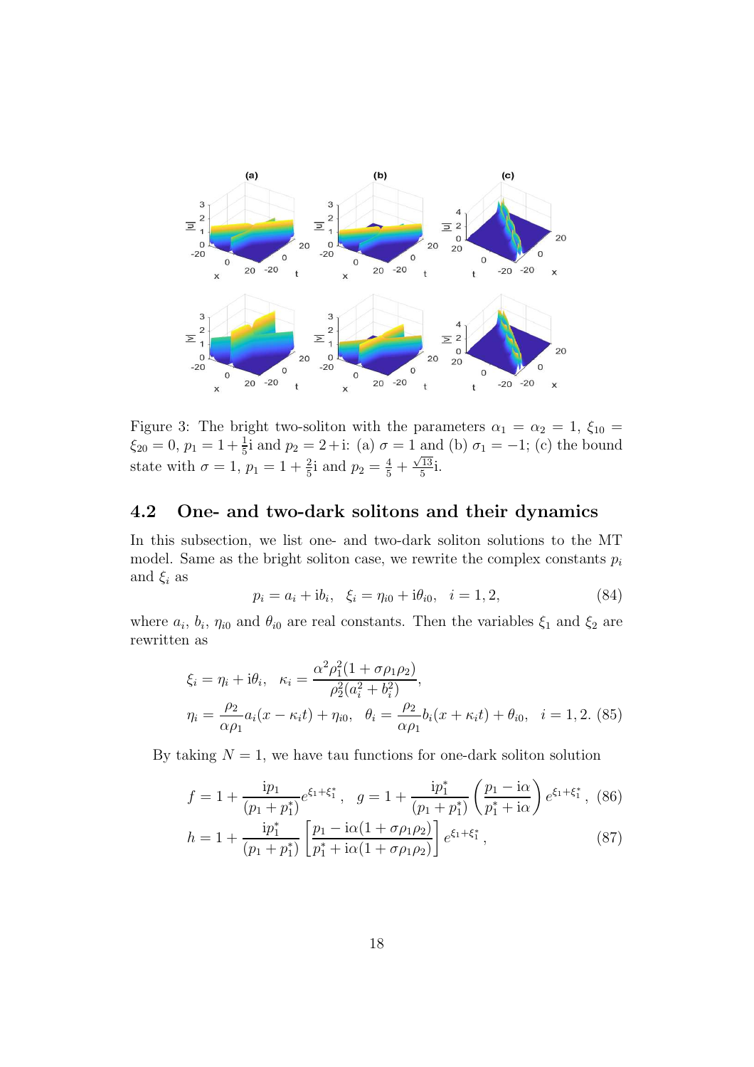Figure 3: The bright two-soliton with the parameters $\alpha_1 = \alpha_2 = 1$, $\xi_{10} = \xi_{20} = 0$, $p_1 = 1+\frac{1}{5}\mathrm{i}$ and $p_2 = 2+\mathrm{i}$: (a) $\sigma = 1$ and (b) $\sigma_1 = -1$; (c) the bound state with $\sigma = 1$, $p_1 = 1+\frac{2}{5}\mathrm{i}$ and $p_2 = \frac{4}{5} + \frac{\sqrt{13}}{5}\mathrm{i}$.

### 4.2 One- and two-dark solitons and their dynamics

In this subsection, we list one- and two-dark soliton solutions to the MT model. Same as the bright soliton case, we rewrite the complex constants $p_i$ and $\xi_i$ as

$$p_i = a_i + \mathrm{i}b_i, \quad \xi_i = \eta_{i0} + \mathrm{i}\theta_{i0}, \quad i = 1, 2, \tag{84}$$

where $a_i$, $b_i$, $\eta_{i0}$ and $\theta_{i0}$ are real constants. Then the variables $\xi_1$ and $\xi_2$ are rewritten as

$$\begin{aligned}
&\xi_i = \eta_i + \mathrm{i}\theta_i, \quad \kappa_i = \frac{\alpha^2\rho_1^2(1+\sigma\rho_1\rho_2)}{\rho_2^2(a_i^2+b_i^2)}, \\
&\eta_i = \frac{\rho_2}{\alpha\rho_1}a_i(x-\kappa_i t) + \eta_{i0}, \quad \theta_i = \frac{\rho_2}{\alpha\rho_1}b_i(x+\kappa_i t) + \theta_{i0}, \quad i = 1, 2. \quad (85)
\end{aligned}$$

By taking $N = 1$, we have tau functions for one-dark soliton solution

$$f = 1 + \frac{\mathrm{i}p_1}{(p_1+p_1^*)}e^{\xi_1+\xi_1^*}, \quad g = 1 + \frac{\mathrm{i}p_1^*}{(p_1+p_1^*)}\left(\frac{p_1-\mathrm{i}\alpha}{p_1^*+\mathrm{i}\alpha}\right)e^{\xi_1+\xi_1^*}, \tag{86}$$

$$h = 1 + \frac{\mathrm{i}p_1^*}{(p_1+p_1^*)}\left[\frac{p_1-\mathrm{i}\alpha(1+\sigma\rho_1\rho_2)}{p_1^*+\mathrm{i}\alpha(1+\sigma\rho_1\rho_2)}\right]e^{\xi_1+\xi_1^*}, \tag{87}$$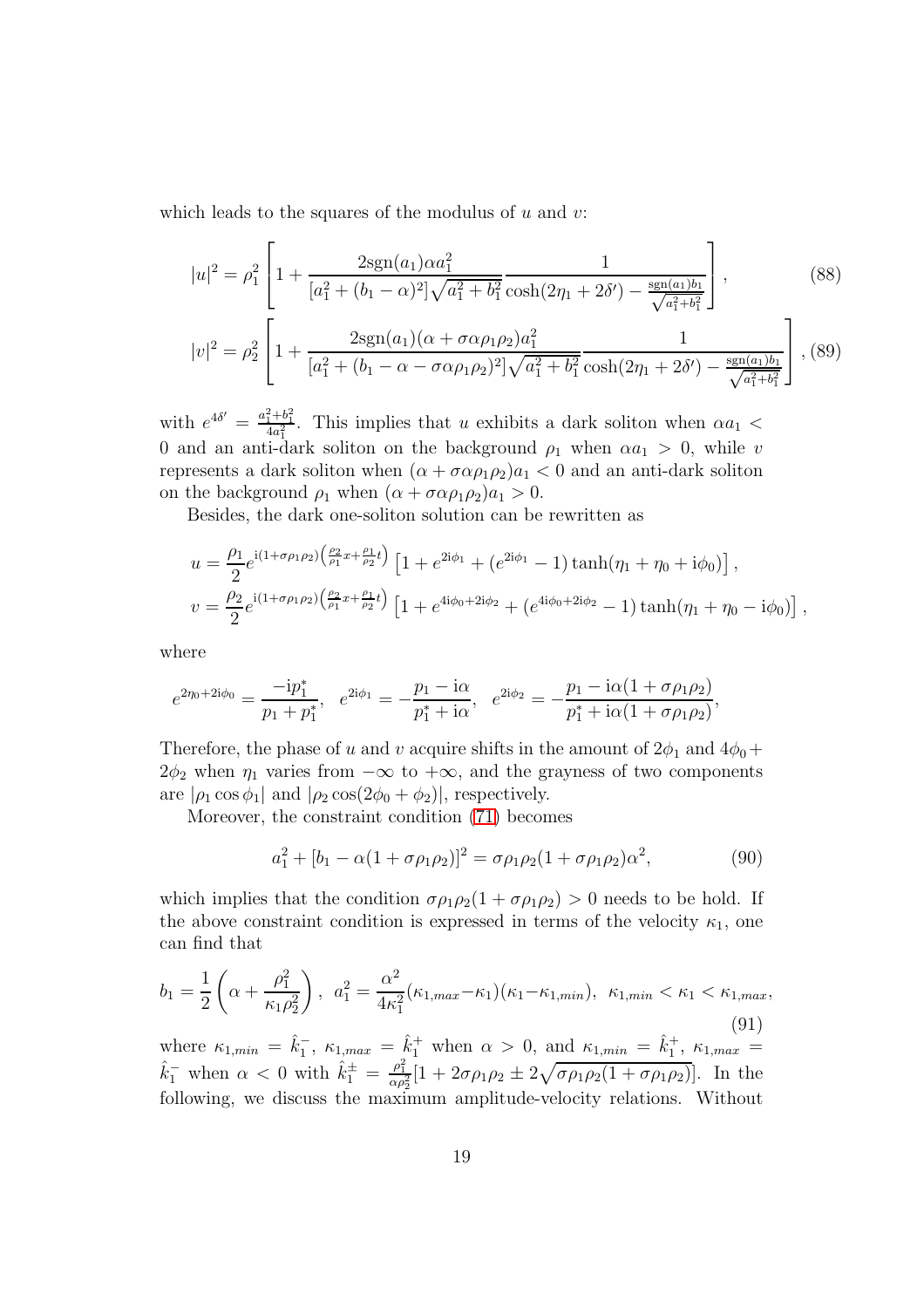which leads to the squares of the modulus of $u$ and $v$:

$$
|u|^2 = \rho_1^2 \left[ 1 + \frac{2\mathrm{sgn}(a_1)\alpha a_1^2}{[a_1^2 + (b_1 - \alpha)^2]\sqrt{a_1^2 + b_1^2}} \frac{1}{\cosh(2\eta_1 + 2\delta') - \frac{\mathrm{sgn}(a_1) b_1}{\sqrt{a_1^2 + b_1^2}}} \right], \tag{88}
$$

$$
|v|^2 = \rho_2^2 \left[ 1 + \frac{2\mathrm{sgn}(a_1)(\alpha + \sigma\alpha\rho_1\rho_2) a_1^2}{[a_1^2 + (b_1 - \alpha - \sigma\alpha\rho_1\rho_2)^2]\sqrt{a_1^2 + b_1^2}} \frac{1}{\cosh(2\eta_1 + 2\delta') - \frac{\mathrm{sgn}(a_1) b_1}{\sqrt{a_1^2 + b_1^2}}} \right], \tag{89}
$$

with $e^{4\delta'} = \frac{a_1^2 + b_1^2}{4a_1^2}$. This implies that $u$ exhibits a dark soliton when $\alpha a_1 < 0$ and an anti-dark soliton on the background $\rho_1$ when $\alpha a_1 > 0$, while $v$ represents a dark soliton when $(\alpha + \sigma\alpha\rho_1\rho_2) a_1 < 0$ and an anti-dark soliton on the background $\rho_1$ when $(\alpha + \sigma\alpha\rho_1\rho_2) a_1 > 0$.

Besides, the dark one-soliton solution can be rewritten as

$$
u = \frac{\rho_1}{2} e^{\mathrm{i}(1+\sigma\rho_1\rho_2)\left(\frac{\rho_2}{\rho_1}x + \frac{\rho_1}{\rho_2}t\right)} \left[ 1 + e^{2\mathrm{i}\phi_1} + (e^{2\mathrm{i}\phi_1} - 1)\tanh(\eta_1 + \eta_0 + \mathrm{i}\phi_0) \right],
$$

$$
v = \frac{\rho_2}{2} e^{\mathrm{i}(1+\sigma\rho_1\rho_2)\left(\frac{\rho_2}{\rho_1}x + \frac{\rho_1}{\rho_2}t\right)} \left[ 1 + e^{4\mathrm{i}\phi_0 + 2\mathrm{i}\phi_2} + (e^{4\mathrm{i}\phi_0 + 2\mathrm{i}\phi_2} - 1)\tanh(\eta_1 + \eta_0 - \mathrm{i}\phi_0) \right],
$$

where

$$
e^{2\eta_0 + 2\mathrm{i}\phi_0} = \frac{-\mathrm{i}p_1^*}{p_1 + p_1^*}, \quad e^{2\mathrm{i}\phi_1} = -\frac{p_1 - \mathrm{i}\alpha}{p_1^* + \mathrm{i}\alpha}, \quad e^{2\mathrm{i}\phi_2} = -\frac{p_1 - \mathrm{i}\alpha(1 + \sigma\rho_1\rho_2)}{p_1^* + \mathrm{i}\alpha(1 + \sigma\rho_1\rho_2)},
$$

Therefore, the phase of $u$ and $v$ acquire shifts in the amount of $2\phi_1$ and $4\phi_0 + 2\phi_2$ when $\eta_1$ varies from $-\infty$ to $+\infty$, and the grayness of two components are $|\rho_1 \cos\phi_1|$ and $|\rho_2 \cos(2\phi_0 + \phi_2)|$, respectively.

Moreover, the constraint condition (71) becomes

$$
a_1^2 + [b_1 - \alpha(1 + \sigma\rho_1\rho_2)]^2 = \sigma\rho_1\rho_2(1 + \sigma\rho_1\rho_2)\alpha^2, \tag{90}
$$

which implies that the condition $\sigma\rho_1\rho_2(1 + \sigma\rho_1\rho_2) > 0$ needs to be hold. If the above constraint condition is expressed in terms of the velocity $\kappa_1$, one can find that

$$
b_1 = \frac{1}{2}\left(\alpha + \frac{\rho_1^2}{\kappa_1\rho_2^2}\right), \quad a_1^2 = \frac{\alpha^2}{4\kappa_1^2}(\kappa_{1,max} - \kappa_1)(\kappa_1 - \kappa_{1,min}), \quad \kappa_{1,min} < \kappa_1 < \kappa_{1,max}, \tag{91}
$$

where $\kappa_{1,min} = \hat{k}_1^-$, $\kappa_{1,max} = \hat{k}_1^+$ when $\alpha > 0$, and $\kappa_{1,min} = \hat{k}_1^+$, $\kappa_{1,max} = \hat{k}_1^-$ when $\alpha < 0$ with $\hat{k}_1^\pm = \frac{\rho_1^2}{\alpha\rho_2^2}[1 + 2\sigma\rho_1\rho_2 \pm 2\sqrt{\sigma\rho_1\rho_2(1 + \sigma\rho_1\rho_2)}]$. In the following, we discuss the maximum amplitude-velocity relations. Without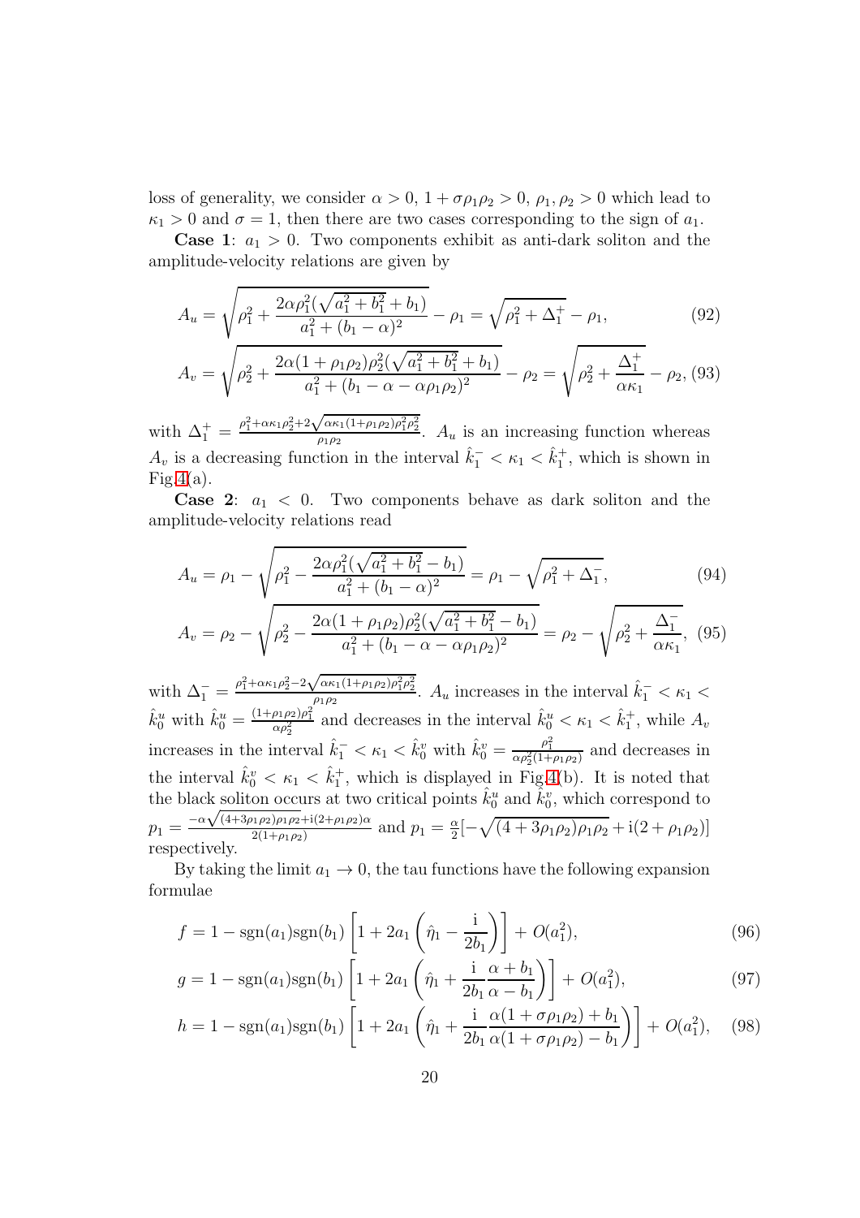loss of generality, we consider $\alpha > 0$, $1 + \sigma\rho_1\rho_2 > 0$, $\rho_1, \rho_2 > 0$ which lead to $\kappa_1 > 0$ and $\sigma = 1$, then there are two cases corresponding to the sign of $a_1$.

**Case 1**: $a_1 > 0$. Two components exhibit as anti-dark soliton and the amplitude-velocity relations are given by

$$A_u = \sqrt{\rho_1^2 + \frac{2\alpha\rho_1^2(\sqrt{a_1^2 + b_1^2} + b_1)}{a_1^2 + (b_1 - \alpha)^2}} - \rho_1 = \sqrt{\rho_1^2 + \Delta_1^+} - \rho_1, \tag{92}$$

$$A_v = \sqrt{\rho_2^2 + \frac{2\alpha(1 + \rho_1\rho_2)\rho_2^2(\sqrt{a_1^2 + b_1^2} + b_1)}{a_1^2 + (b_1 - \alpha - \alpha\rho_1\rho_2)^2}} - \rho_2 = \sqrt{\rho_2^2 + \frac{\Delta_1^+}{\alpha\kappa_1}} - \rho_2, \tag{93}$$

with $\Delta_1^+ = \frac{\rho_1^2 + \alpha\kappa_1\rho_2^2 + 2\sqrt{\alpha\kappa_1(1+\rho_1\rho_2)\rho_1^2\rho_2^2}}{\rho_1\rho_2}$. $A_u$ is an increasing function whereas $A_v$ is a decreasing function in the interval $\hat{k}_1^- < \kappa_1 < \hat{k}_1^+$, which is shown in Fig.4(a).

**Case 2**: $a_1 < 0$. Two components behave as dark soliton and the amplitude-velocity relations read

$$A_u = \rho_1 - \sqrt{\rho_1^2 - \frac{2\alpha\rho_1^2(\sqrt{a_1^2 + b_1^2} - b_1)}{a_1^2 + (b_1 - \alpha)^2}} = \rho_1 - \sqrt{\rho_1^2 + \Delta_1^-}, \tag{94}$$

$$A_v = \rho_2 - \sqrt{\rho_2^2 - \frac{2\alpha(1 + \rho_1\rho_2)\rho_2^2(\sqrt{a_1^2 + b_1^2} - b_1)}{a_1^2 + (b_1 - \alpha - \alpha\rho_1\rho_2)^2}} = \rho_2 - \sqrt{\rho_2^2 + \frac{\Delta_1^-}{\alpha\kappa_1}}, \tag{95}$$

with $\Delta_1^- = \frac{\rho_1^2 + \alpha\kappa_1\rho_2^2 - 2\sqrt{\alpha\kappa_1(1+\rho_1\rho_2)\rho_1^2\rho_2^2}}{\rho_1\rho_2}$. $A_u$ increases in the interval $\hat{k}_1^- < \kappa_1 < \hat{k}_0^u$ with $\hat{k}_0^u = \frac{(1+\rho_1\rho_2)\rho_1^2}{\alpha\rho_2^2}$ and decreases in the interval $\hat{k}_0^u < \kappa_1 < \hat{k}_1^+$, while $A_v$ increases in the interval $\hat{k}_1^- < \kappa_1 < \hat{k}_0^v$ with $\hat{k}_0^v = \frac{\rho_1^2}{\alpha\rho_2^2(1+\rho_1\rho_2)}$ and decreases in the interval $\hat{k}_0^v < \kappa_1 < \hat{k}_1^+$, which is displayed in Fig.4(b). It is noted that the black soliton occurs at two critical points $\hat{k}_0^u$ and $\hat{k}_0^v$, which correspond to $p_1 = \frac{-\alpha\sqrt{(4+3\rho_1\rho_2)\rho_1\rho_2} + \mathrm{i}(2+\rho_1\rho_2)\alpha}{2(1+\rho_1\rho_2)}$ and $p_1 = \frac{\alpha}{2}[-\sqrt{(4+3\rho_1\rho_2)\rho_1\rho_2} + \mathrm{i}(2+\rho_1\rho_2)]$ respectively.

By taking the limit $a_1 \to 0$, the tau functions have the following expansion formulae

$$f = 1 - \mathrm{sgn}(a_1)\mathrm{sgn}(b_1)\left[1 + 2a_1\left(\hat{\eta}_1 - \frac{\mathrm{i}}{2b_1}\right)\right] + O(a_1^2), \tag{96}$$

$$g = 1 - \mathrm{sgn}(a_1)\mathrm{sgn}(b_1)\left[1 + 2a_1\left(\hat{\eta}_1 + \frac{\mathrm{i}}{2b_1}\frac{\alpha + b_1}{\alpha - b_1}\right)\right] + O(a_1^2), \tag{97}$$

$$h = 1 - \mathrm{sgn}(a_1)\mathrm{sgn}(b_1)\left[1 + 2a_1\left(\hat{\eta}_1 + \frac{\mathrm{i}}{2b_1}\frac{\alpha(1 + \sigma\rho_1\rho_2) + b_1}{\alpha(1 + \sigma\rho_1\rho_2) - b_1}\right)\right] + O(a_1^2), \tag{98}$$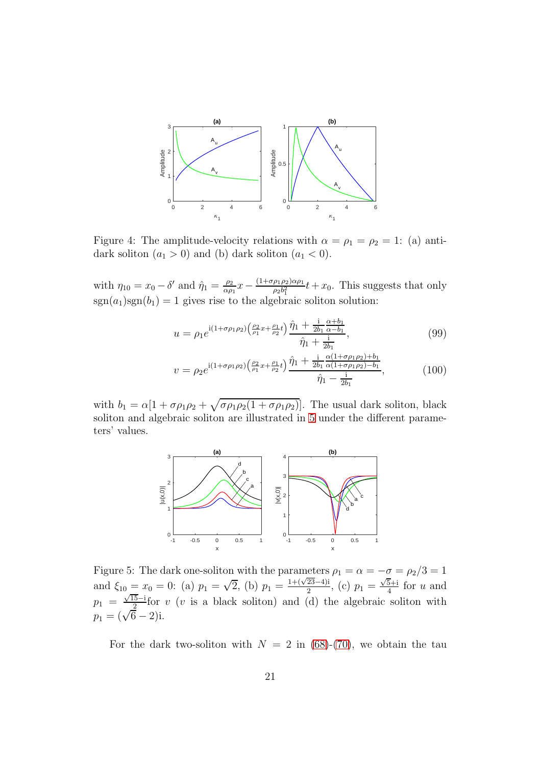Figure 4: The amplitude-velocity relations with $\alpha = \rho_1 = \rho_2 = 1$: (a) anti-dark soliton ($a_1 > 0$) and (b) dark soliton ($a_1 < 0$).

with $\eta_{10} = x_0 - \delta'$ and $\hat{\eta}_1 = \frac{\rho_2}{\alpha\rho_1}x - \frac{(1+\sigma\rho_1\rho_2)\alpha\rho_1}{\rho_2 b_1^2}t + x_0$. This suggests that only $\mathrm{sgn}(a_1)\mathrm{sgn}(b_1) = 1$ gives rise to the algebraic soliton solution:

$$u = \rho_1 e^{\mathrm{i}(1+\sigma\rho_1\rho_2)\left(\frac{\rho_2}{\rho_1}x + \frac{\rho_1}{\rho_2}t\right)} \frac{\hat{\eta}_1 + \frac{\mathrm{i}}{2b_1}\frac{\alpha+b_1}{\alpha-b_1}}{\hat{\eta}_1 + \frac{\mathrm{i}}{2b_1}}, \tag{99}$$

$$v = \rho_2 e^{\mathrm{i}(1+\sigma\rho_1\rho_2)\left(\frac{\rho_2}{\rho_1}x + \frac{\rho_1}{\rho_2}t\right)} \frac{\hat{\eta}_1 + \frac{\mathrm{i}}{2b_1}\frac{\alpha(1+\sigma\rho_1\rho_2)+b_1}{\alpha(1+\sigma\rho_1\rho_2)-b_1}}{\hat{\eta}_1 - \frac{\mathrm{i}}{2b_1}}, \tag{100}$$

with $b_1 = \alpha[1 + \sigma\rho_1\rho_2 + \sqrt{\sigma\rho_1\rho_2(1+\sigma\rho_1\rho_2)}]$. The usual dark soliton, black soliton and algebraic soliton are illustrated in 5 under the different parameters' values.

Figure 5: The dark one-soliton with the parameters $\rho_1 = \alpha = -\sigma = \rho_2/3 = 1$ and $\xi_{10} = x_0 = 0$: (a) $p_1 = \sqrt{2}$, (b) $p_1 = \frac{1+(\sqrt{23}-4)\mathrm{i}}{2}$, (c) $p_1 = \frac{\sqrt{5}+\mathrm{i}}{4}$ for $u$ and $p_1 = \frac{\sqrt{15}-\mathrm{i}}{2}$ for $v$ ($v$ is a black soliton) and (d) the algebraic soliton with $p_1 = (\sqrt{6}-2)\mathrm{i}$.

For the dark two-soliton with $N = 2$ in (68)-(70), we obtain the tau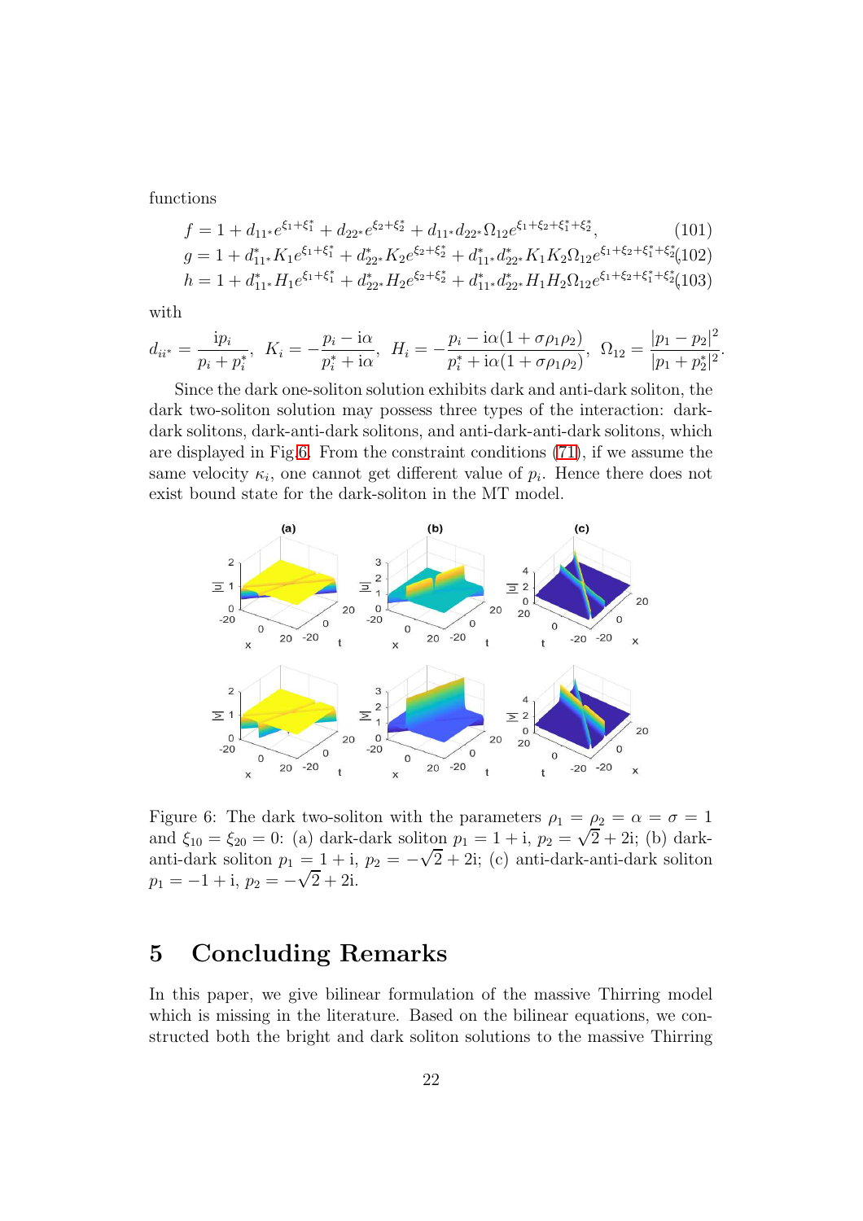functions

$$f = 1 + d_{11^*} e^{\xi_1+\xi_1^*} + d_{22^*} e^{\xi_2+\xi_2^*} + d_{11^*} d_{22^*} \Omega_{12} e^{\xi_1+\xi_2+\xi_1^*+\xi_2^*}, \tag{101}$$

$$g = 1 + d_{11^*}^* K_1 e^{\xi_1+\xi_1^*} + d_{22^*}^* K_2 e^{\xi_2+\xi_2^*} + d_{11^*}^* d_{22^*}^* K_1 K_2 \Omega_{12} e^{\xi_1+\xi_2+\xi_1^*+\xi_2^*} \tag{102}$$

$$h = 1 + d_{11^*}^* H_1 e^{\xi_1+\xi_1^*} + d_{22^*}^* H_2 e^{\xi_2+\xi_2^*} + d_{11^*}^* d_{22^*}^* H_1 H_2 \Omega_{12} e^{\xi_1+\xi_2+\xi_1^*+\xi_2^*} \tag{103}$$

with

$$d_{ii^*} = \frac{\mathrm{i}p_i}{p_i + p_i^*}, \quad K_i = -\frac{p_i - \mathrm{i}\alpha}{p_i^* + \mathrm{i}\alpha}, \quad H_i = -\frac{p_i - \mathrm{i}\alpha(1+\sigma\rho_1\rho_2)}{p_i^* + \mathrm{i}\alpha(1+\sigma\rho_1\rho_2)}, \quad \Omega_{12} = \frac{|p_1 - p_2|^2}{|p_1 + p_2^*|^2}.$$

Since the dark one-soliton solution exhibits dark and anti-dark soliton, the dark two-soliton solution may possess three types of the interaction: dark-dark solitons, dark-anti-dark solitons, and anti-dark-anti-dark solitons, which are displayed in Fig.6. From the constraint conditions (71), if we assume the same velocity $\kappa_i$, one cannot get different value of $p_i$. Hence there does not exist bound state for the dark-soliton in the MT model.

Figure 6: The dark two-soliton with the parameters $\rho_1 = \rho_2 = \alpha = \sigma = 1$ and $\xi_{10} = \xi_{20} = 0$: (a) dark-dark soliton $p_1 = 1 + \mathrm{i}$, $p_2 = \sqrt{2} + 2\mathrm{i}$; (b) dark-anti-dark soliton $p_1 = 1 + \mathrm{i}$, $p_2 = -\sqrt{2} + 2\mathrm{i}$; (c) anti-dark-anti-dark soliton $p_1 = -1 + \mathrm{i}$, $p_2 = -\sqrt{2} + 2\mathrm{i}$.

# 5 Concluding Remarks

In this paper, we give bilinear formulation of the massive Thirring model which is missing in the literature. Based on the bilinear equations, we constructed both the bright and dark soliton solutions to the massive Thirring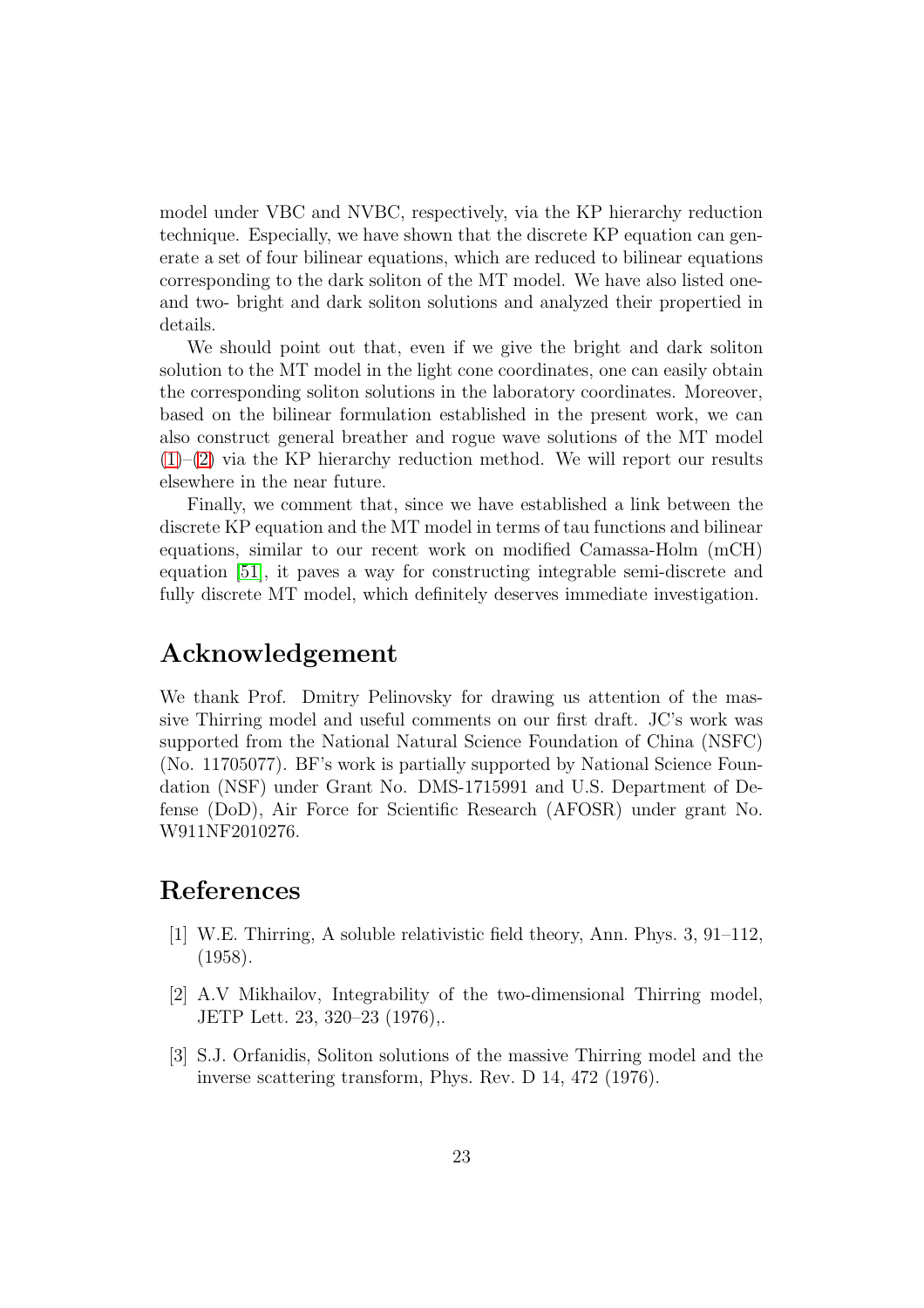model under VBC and NVBC, respectively, via the KP hierarchy reduction technique. Especially, we have shown that the discrete KP equation can generate a set of four bilinear equations, which are reduced to bilinear equations corresponding to the dark soliton of the MT model. We have also listed one- and two- bright and dark soliton solutions and analyzed their propertied in details.

We should point out that, even if we give the bright and dark soliton solution to the MT model in the light cone coordinates, one can easily obtain the corresponding soliton solutions in the laboratory coordinates. Moreover, based on the bilinear formulation established in the present work, we can also construct general breather and rogue wave solutions of the MT model (1)–(2) via the KP hierarchy reduction method. We will report our results elsewhere in the near future.

Finally, we comment that, since we have established a link between the discrete KP equation and the MT model in terms of tau functions and bilinear equations, similar to our recent work on modified Camassa-Holm (mCH) equation [51], it paves a way for constructing integrable semi-discrete and fully discrete MT model, which definitely deserves immediate investigation.

# Acknowledgement

We thank Prof. Dmitry Pelinovsky for drawing us attention of the massive Thirring model and useful comments on our first draft. JC's work was supported from the National Natural Science Foundation of China (NSFC) (No. 11705077). BF's work is partially supported by National Science Foundation (NSF) under Grant No. DMS-1715991 and U.S. Department of Defense (DoD), Air Force for Scientific Research (AFOSR) under grant No. W911NF2010276.

# References

[1] W.E. Thirring, A soluble relativistic field theory, Ann. Phys. 3, 91–112, (1958).

[2] A.V Mikhailov, Integrability of the two-dimensional Thirring model, JETP Lett. 23, 320–23 (1976),.

[3] S.J. Orfanidis, Soliton solutions of the massive Thirring model and the inverse scattering transform, Phys. Rev. D 14, 472 (1976).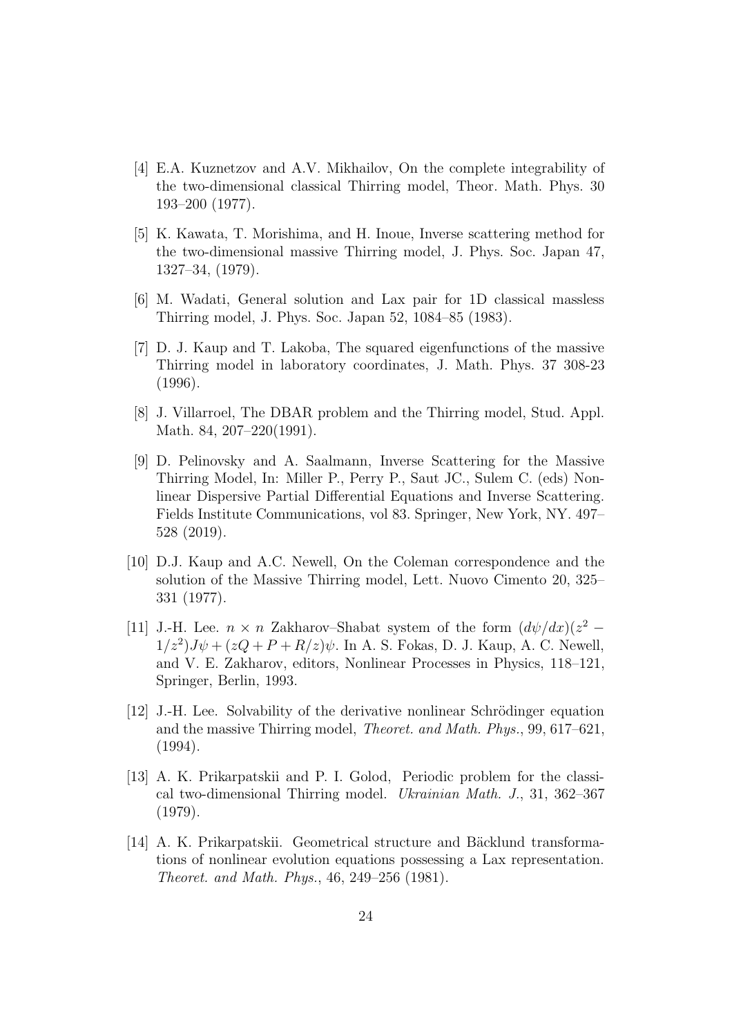[4] E.A. Kuznetzov and A.V. Mikhailov, On the complete integrability of the two-dimensional classical Thirring model, Theor. Math. Phys. 30 193–200 (1977).

[5] K. Kawata, T. Morishima, and H. Inoue, Inverse scattering method for the two-dimensional massive Thirring model, J. Phys. Soc. Japan 47, 1327–34, (1979).

[6] M. Wadati, General solution and Lax pair for 1D classical massless Thirring model, J. Phys. Soc. Japan 52, 1084–85 (1983).

[7] D. J. Kaup and T. Lakoba, The squared eigenfunctions of the massive Thirring model in laboratory coordinates, J. Math. Phys. 37 308-23 (1996).

[8] J. Villarroel, The DBAR problem and the Thirring model, Stud. Appl. Math. 84, 207–220(1991).

[9] D. Pelinovsky and A. Saalmann, Inverse Scattering for the Massive Thirring Model, In: Miller P., Perry P., Saut JC., Sulem C. (eds) Nonlinear Dispersive Partial Differential Equations and Inverse Scattering. Fields Institute Communications, vol 83. Springer, New York, NY. 497–528 (2019).

[10] D.J. Kaup and A.C. Newell, On the Coleman correspondence and the solution of the Massive Thirring model, Lett. Nuovo Cimento 20, 325–331 (1977).

[11] J.-H. Lee. $n \times n$ Zakharov–Shabat system of the form $(d\psi/dx)(z^2 - 1/z^2)J\psi + (zQ + P + R/z)\psi$. In A. S. Fokas, D. J. Kaup, A. C. Newell, and V. E. Zakharov, editors, Nonlinear Processes in Physics, 118–121, Springer, Berlin, 1993.

[12] J.-H. Lee. Solvability of the derivative nonlinear Schrödinger equation and the massive Thirring model, *Theoret. and Math. Phys.*, 99, 617–621, (1994).

[13] A. K. Prikarpatskii and P. I. Golod, Periodic problem for the classical two-dimensional Thirring model. *Ukrainian Math. J.*, 31, 362–367 (1979).

[14] A. K. Prikarpatskii. Geometrical structure and Bäcklund transformations of nonlinear evolution equations possessing a Lax representation. *Theoret. and Math. Phys.*, 46, 249–256 (1981).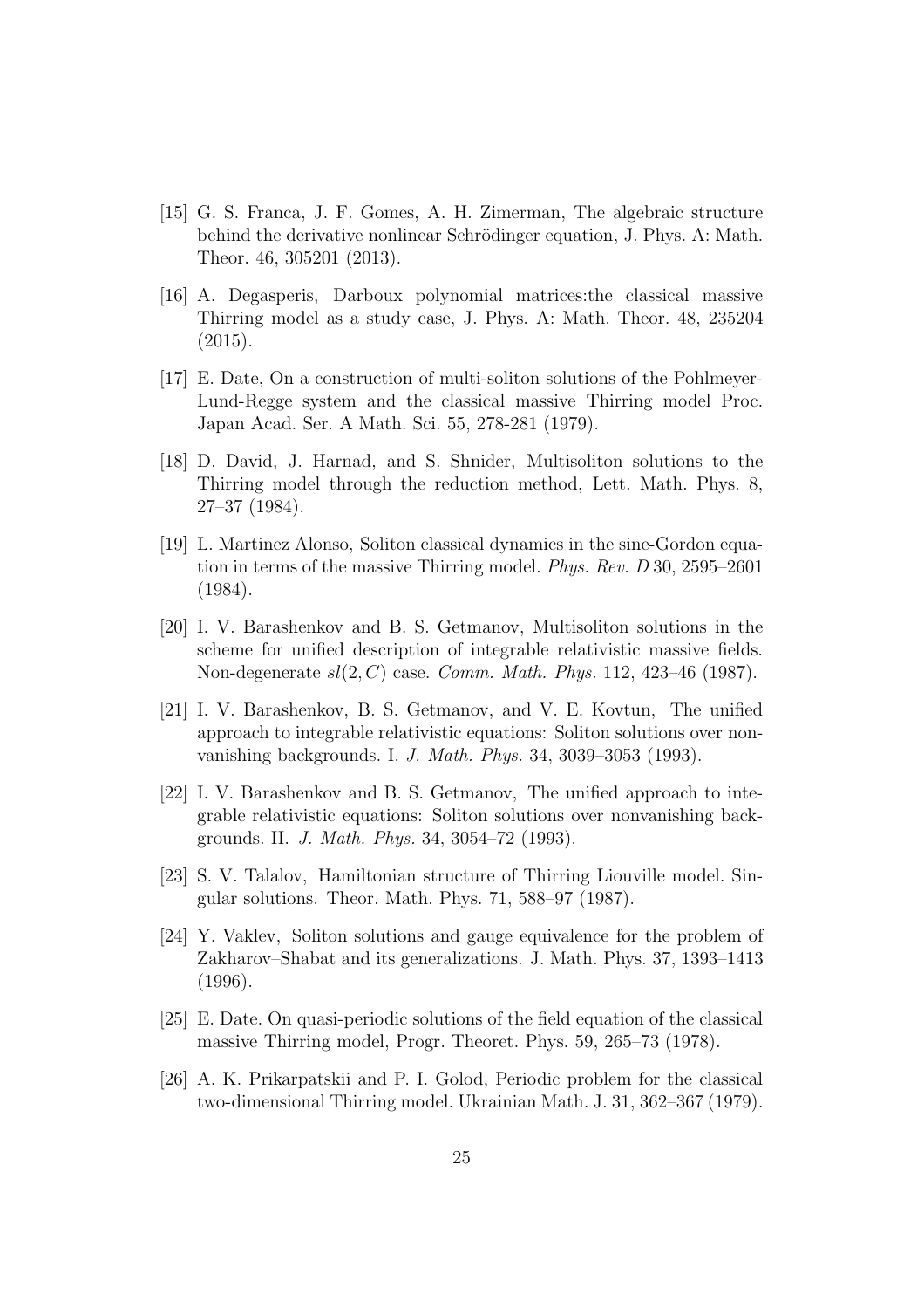[15] G. S. Franca, J. F. Gomes, A. H. Zimerman, The algebraic structure behind the derivative nonlinear Schrödinger equation, J. Phys. A: Math. Theor. 46, 305201 (2013).

[16] A. Degasperis, Darboux polynomial matrices:the classical massive Thirring model as a study case, J. Phys. A: Math. Theor. 48, 235204 (2015).

[17] E. Date, On a construction of multi-soliton solutions of the Pohlmeyer-Lund-Regge system and the classical massive Thirring model Proc. Japan Acad. Ser. A Math. Sci. 55, 278-281 (1979).

[18] D. David, J. Harnad, and S. Shnider, Multisoliton solutions to the Thirring model through the reduction method, Lett. Math. Phys. 8, 27–37 (1984).

[19] L. Martinez Alonso, Soliton classical dynamics in the sine-Gordon equation in terms of the massive Thirring model. *Phys. Rev. D* 30, 2595–2601 (1984).

[20] I. V. Barashenkov and B. S. Getmanov, Multisoliton solutions in the scheme for unified description of integrable relativistic massive fields. Non-degenerate $sl(2, C)$ case. *Comm. Math. Phys.* 112, 423–46 (1987).

[21] I. V. Barashenkov, B. S. Getmanov, and V. E. Kovtun, The unified approach to integrable relativistic equations: Soliton solutions over nonvanishing backgrounds. I. *J. Math. Phys.* 34, 3039–3053 (1993).

[22] I. V. Barashenkov and B. S. Getmanov, The unified approach to integrable relativistic equations: Soliton solutions over nonvanishing backgrounds. II. *J. Math. Phys.* 34, 3054–72 (1993).

[23] S. V. Talalov, Hamiltonian structure of Thirring Liouville model. Singular solutions. Theor. Math. Phys. 71, 588–97 (1987).

[24] Y. Vaklev, Soliton solutions and gauge equivalence for the problem of Zakharov–Shabat and its generalizations. J. Math. Phys. 37, 1393–1413 (1996).

[25] E. Date. On quasi-periodic solutions of the field equation of the classical massive Thirring model, Progr. Theoret. Phys. 59, 265–73 (1978).

[26] A. K. Prikarpatskii and P. I. Golod, Periodic problem for the classical two-dimensional Thirring model. Ukrainian Math. J. 31, 362–367 (1979).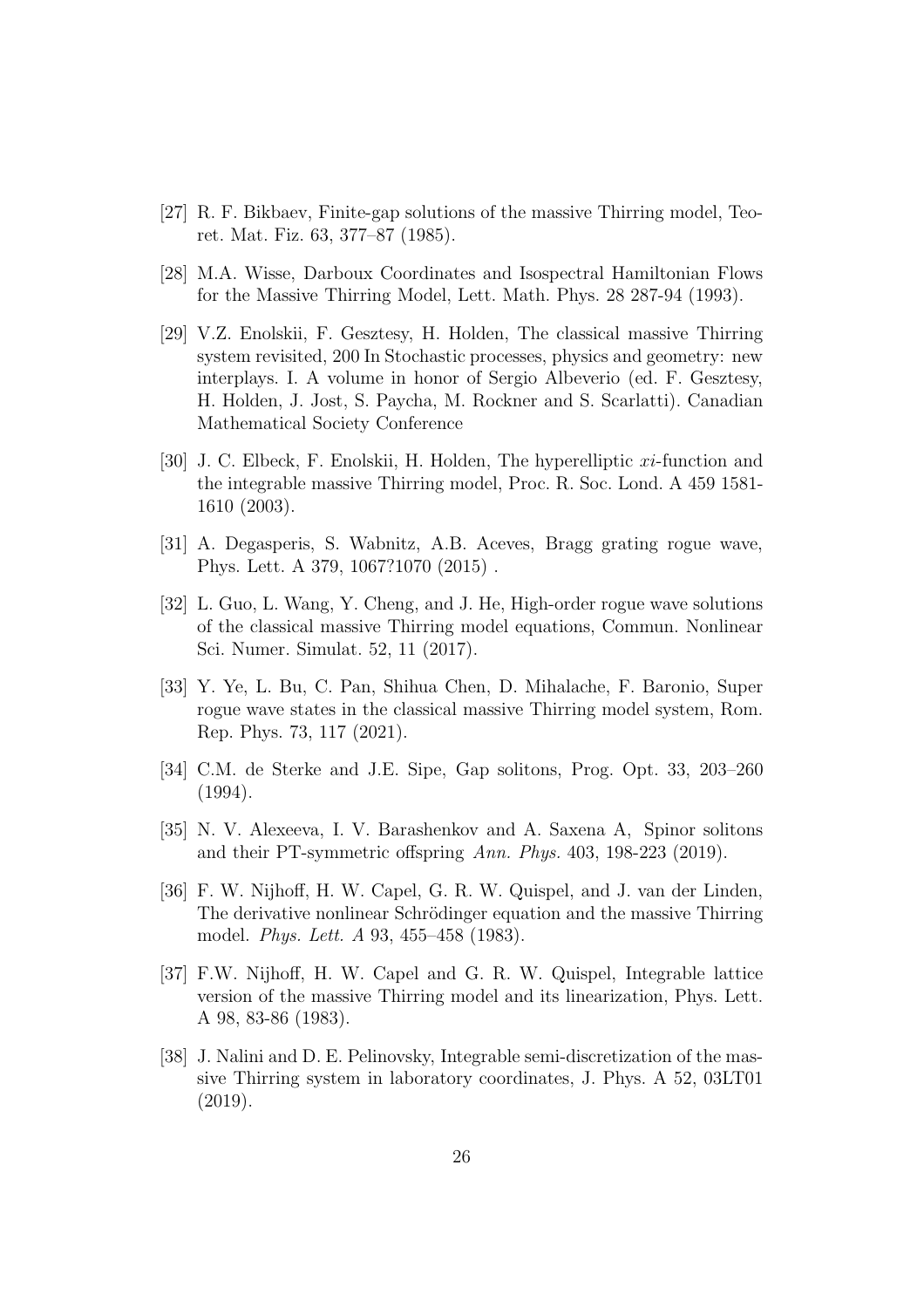[27] R. F. Bikbaev, Finite-gap solutions of the massive Thirring model, Teoret. Mat. Fiz. 63, 377–87 (1985).

[28] M.A. Wisse, Darboux Coordinates and Isospectral Hamiltonian Flows for the Massive Thirring Model, Lett. Math. Phys. 28 287-94 (1993).

[29] V.Z. Enolskii, F. Gesztesy, H. Holden, The classical massive Thirring system revisited, 200 In Stochastic processes, physics and geometry: new interplays. I. A volume in honor of Sergio Albeverio (ed. F. Gesztesy, H. Holden, J. Jost, S. Paycha, M. Rockner and S. Scarlatti). Canadian Mathematical Society Conference

[30] J. C. Elbeck, F. Enolskii, H. Holden, The hyperelliptic *xi*-function and the integrable massive Thirring model, Proc. R. Soc. Lond. A 459 1581-1610 (2003).

[31] A. Degasperis, S. Wabnitz, A.B. Aceves, Bragg grating rogue wave, Phys. Lett. A 379, 1067?1070 (2015) .

[32] L. Guo, L. Wang, Y. Cheng, and J. He, High-order rogue wave solutions of the classical massive Thirring model equations, Commun. Nonlinear Sci. Numer. Simulat. 52, 11 (2017).

[33] Y. Ye, L. Bu, C. Pan, Shihua Chen, D. Mihalache, F. Baronio, Super rogue wave states in the classical massive Thirring model system, Rom. Rep. Phys. 73, 117 (2021).

[34] C.M. de Sterke and J.E. Sipe, Gap solitons, Prog. Opt. 33, 203–260 (1994).

[35] N. V. Alexeeva, I. V. Barashenkov and A. Saxena A, Spinor solitons and their PT-symmetric offspring *Ann. Phys.* 403, 198-223 (2019).

[36] F. W. Nijhoff, H. W. Capel, G. R. W. Quispel, and J. van der Linden, The derivative nonlinear Schrödinger equation and the massive Thirring model. *Phys. Lett. A* 93, 455–458 (1983).

[37] F.W. Nijhoff, H. W. Capel and G. R. W. Quispel, Integrable lattice version of the massive Thirring model and its linearization, Phys. Lett. A 98, 83-86 (1983).

[38] J. Nalini and D. E. Pelinovsky, Integrable semi-discretization of the massive Thirring system in laboratory coordinates, J. Phys. A 52, 03LT01 (2019).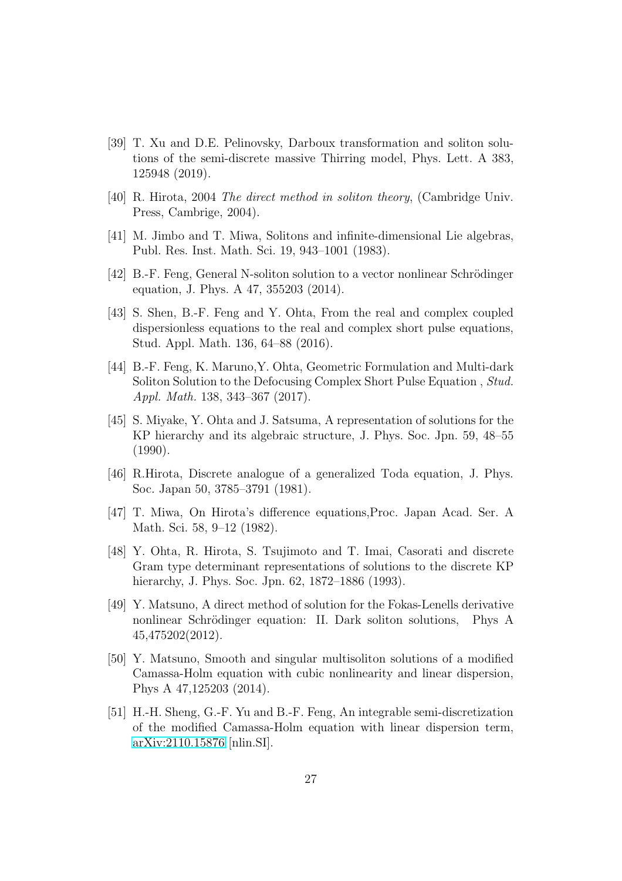[39] T. Xu and D.E. Pelinovsky, Darboux transformation and soliton solutions of the semi-discrete massive Thirring model, Phys. Lett. A 383, 125948 (2019).

[40] R. Hirota, 2004 *The direct method in soliton theory*, (Cambridge Univ. Press, Cambrige, 2004).

[41] M. Jimbo and T. Miwa, Solitons and infinite-dimensional Lie algebras, Publ. Res. Inst. Math. Sci. 19, 943–1001 (1983).

[42] B.-F. Feng, General N-soliton solution to a vector nonlinear Schrödinger equation, J. Phys. A 47, 355203 (2014).

[43] S. Shen, B.-F. Feng and Y. Ohta, From the real and complex coupled dispersionless equations to the real and complex short pulse equations, Stud. Appl. Math. 136, 64–88 (2016).

[44] B.-F. Feng, K. Maruno,Y. Ohta, Geometric Formulation and Multi-dark Soliton Solution to the Defocusing Complex Short Pulse Equation , *Stud. Appl. Math.* 138, 343–367 (2017).

[45] S. Miyake, Y. Ohta and J. Satsuma, A representation of solutions for the KP hierarchy and its algebraic structure, J. Phys. Soc. Jpn. 59, 48–55 (1990).

[46] R.Hirota, Discrete analogue of a generalized Toda equation, J. Phys. Soc. Japan 50, 3785–3791 (1981).

[47] T. Miwa, On Hirota's difference equations,Proc. Japan Acad. Ser. A Math. Sci. 58, 9–12 (1982).

[48] Y. Ohta, R. Hirota, S. Tsujimoto and T. Imai, Casorati and discrete Gram type determinant representations of solutions to the discrete KP hierarchy, J. Phys. Soc. Jpn. 62, 1872–1886 (1993).

[49] Y. Matsuno, A direct method of solution for the Fokas-Lenells derivative nonlinear Schrödinger equation: II. Dark soliton solutions, Phys A 45,475202(2012).

[50] Y. Matsuno, Smooth and singular multisoliton solutions of a modified Camassa-Holm equation with cubic nonlinearity and linear dispersion, Phys A 47,125203 (2014).

[51] H.-H. Sheng, G.-F. Yu and B.-F. Feng, An integrable semi-discretization of the modified Camassa-Holm equation with linear dispersion term, arXiv:2110.15876 [nlin.SI].